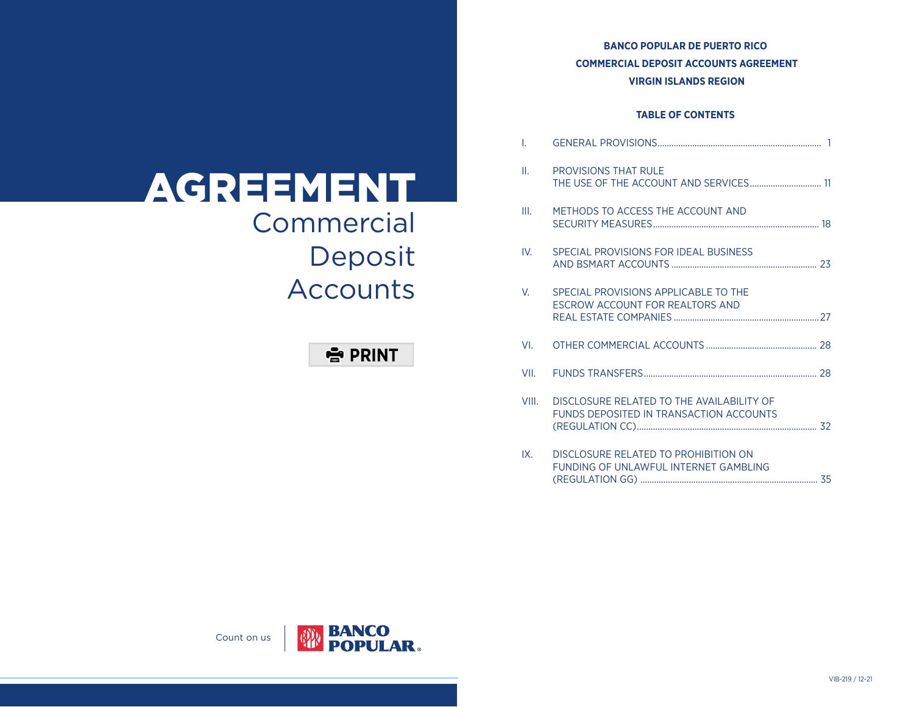# AGREEMENT

## Commercial Deposit Accounts

PRINT

Count on us | BANCO POPULAR

**BANCO POPULAR DE PUERTO RICO**
**COMMERCIAL DEPOSIT ACCOUNTS AGREEMENT**
**VIRGIN ISLANDS REGION**

**TABLE OF CONTENTS**

| | | |
|---|---|---|
| I. | GENERAL PROVISIONS | 1 |
| II. | PROVISIONS THAT RULE THE USE OF THE ACCOUNT AND SERVICES | 11 |
| III. | METHODS TO ACCESS THE ACCOUNT AND SECURITY MEASURES | 18 |
| IV. | SPECIAL PROVISIONS FOR IDEAL BUSINESS AND BSMART ACCOUNTS | 23 |
| V. | SPECIAL PROVISIONS APPLICABLE TO THE ESCROW ACCOUNT FOR REALTORS AND REAL ESTATE COMPANIES | 27 |
| VI. | OTHER COMMERCIAL ACCOUNTS | 28 |
| VII. | FUNDS TRANSFERS | 28 |
| VIII. | DISCLOSURE RELATED TO THE AVAILABILITY OF FUNDS DEPOSITED IN TRANSACTION ACCOUNTS (REGULATION CC) | 32 |
| IX. | DISCLOSURE RELATED TO PROHIBITION ON FUNDING OF UNLAWFUL INTERNET GAMBLING (REGULATION GG) | 35 |

VIB-219 / 12-21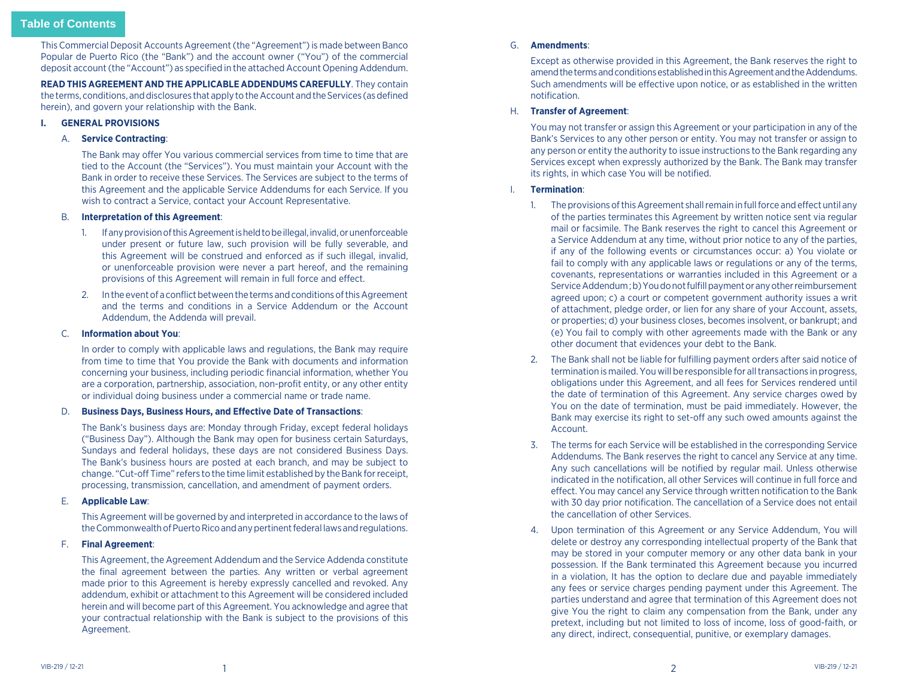This Commercial Deposit Accounts Agreement (the "Agreement") is made between Banco Popular de Puerto Rico (the "Bank") and the account owner ("You") of the commercial deposit account (the "Account") as specified in the attached Account Opening Addendum.

**READ THIS AGREEMENT AND THE APPLICABLE ADDENDUMS CAREFULLY**. They contain the terms, conditions, and disclosures that apply to the Account and the Services (as defined herein), and govern your relationship with the Bank.

## I. GENERAL PROVISIONS

### A. **Service Contracting**:

The Bank may offer You various commercial services from time to time that are tied to the Account (the "Services"). You must maintain your Account with the Bank in order to receive these Services. The Services are subject to the terms of this Agreement and the applicable Service Addendums for each Service. If you wish to contract a Service, contact your Account Representative.

### B. **Interpretation of this Agreement**:

1. If any provision of this Agreement is held to be illegal, invalid, or unenforceable under present or future law, such provision will be fully severable, and this Agreement will be construed and enforced as if such illegal, invalid, or unenforceable provision were never a part hereof, and the remaining provisions of this Agreement will remain in full force and effect.
2. In the event of a conflict between the terms and conditions of this Agreement and the terms and conditions in a Service Addendum or the Account Addendum, the Addenda will prevail.

### C. **Information about You**:

In order to comply with applicable laws and regulations, the Bank may require from time to time that You provide the Bank with documents and information concerning your business, including periodic financial information, whether You are a corporation, partnership, association, non-profit entity, or any other entity or individual doing business under a commercial name or trade name.

### D. **Business Days, Business Hours, and Effective Date of Transactions**:

The Bank's business days are: Monday through Friday, except federal holidays ("Business Day"). Although the Bank may open for business certain Saturdays, Sundays and federal holidays, these days are not considered Business Days. The Bank's business hours are posted at each branch, and may be subject to change. "Cut-off Time" refers to the time limit established by the Bank for receipt, processing, transmission, cancellation, and amendment of payment orders.

### E. **Applicable Law**:

This Agreement will be governed by and interpreted in accordance to the laws of the Commonwealth of Puerto Rico and any pertinent federal laws and regulations.

### F. **Final Agreement**:

This Agreement, the Agreement Addendum and the Service Addenda constitute the final agreement between the parties. Any written or verbal agreement made prior to this Agreement is hereby expressly cancelled and revoked. Any addendum, exhibit or attachment to this Agreement will be considered included herein and will become part of this Agreement. You acknowledge and agree that your contractual relationship with the Bank is subject to the provisions of this Agreement.

### G. **Amendments**:

Except as otherwise provided in this Agreement, the Bank reserves the right to amend the terms and conditions established in this Agreement and the Addendums. Such amendments will be effective upon notice, or as established in the written notification.

### H. **Transfer of Agreement**:

You may not transfer or assign this Agreement or your participation in any of the Bank's Services to any other person or entity. You may not transfer or assign to any person or entity the authority to issue instructions to the Bank regarding any Services except when expressly authorized by the Bank. The Bank may transfer its rights, in which case You will be notified.

### I. **Termination**:

1. The provisions of this Agreement shall remain in full force and effect until any of the parties terminates this Agreement by written notice sent via regular mail or facsimile. The Bank reserves the right to cancel this Agreement or a Service Addendum at any time, without prior notice to any of the parties, if any of the following events or circumstances occur: a) You violate or fail to comply with any applicable laws or regulations or any of the terms, covenants, representations or warranties included in this Agreement or a Service Addendum; b) You do not fulfill payment or any other reimbursement agreed upon; c) a court or competent government authority issues a writ of attachment, pledge order, or lien for any share of your Account, assets, or properties; d) your business closes, becomes insolvent, or bankrupt; and (e) You fail to comply with other agreements made with the Bank or any other document that evidences your debt to the Bank.
2. The Bank shall not be liable for fulfilling payment orders after said notice of termination is mailed. You will be responsible for all transactions in progress, obligations under this Agreement, and all fees for Services rendered until the date of termination of this Agreement. Any service charges owed by You on the date of termination, must be paid immediately. However, the Bank may exercise its right to set-off any such owed amounts against the Account.
3. The terms for each Service will be established in the corresponding Service Addendums. The Bank reserves the right to cancel any Service at any time. Any such cancellations will be notified by regular mail. Unless otherwise indicated in the notification, all other Services will continue in full force and effect. You may cancel any Service through written notification to the Bank with 30 day prior notification. The cancellation of a Service does not entail the cancellation of other Services.
4. Upon termination of this Agreement or any Service Addendum, You will delete or destroy any corresponding intellectual property of the Bank that may be stored in your computer memory or any other data bank in your possession. If the Bank terminated this Agreement because you incurred in a violation, It has the option to declare due and payable immediately any fees or service charges pending payment under this Agreement. The parties understand and agree that termination of this Agreement does not give You the right to claim any compensation from the Bank, under any pretext, including but not limited to loss of income, loss of good-faith, or any direct, indirect, consequential, punitive, or exemplary damages.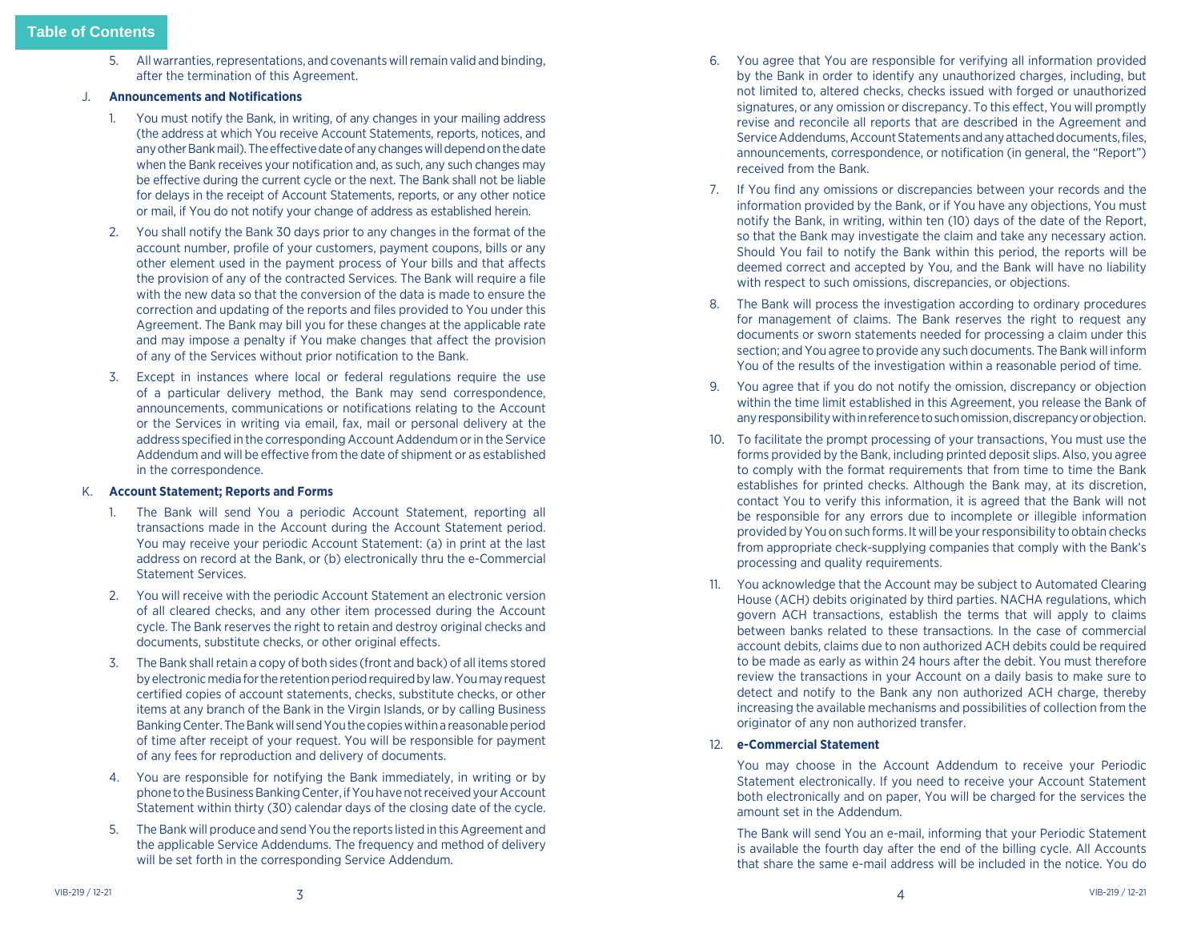5. All warranties, representations, and covenants will remain valid and binding, after the termination of this Agreement.

J. **Announcements and Notifications**

1. You must notify the Bank, in writing, of any changes in your mailing address (the address at which You receive Account Statements, reports, notices, and any other Bank mail). The effective date of any changes will depend on the date when the Bank receives your notification and, as such, any such changes may be effective during the current cycle or the next. The Bank shall not be liable for delays in the receipt of Account Statements, reports, or any other notice or mail, if You do not notify your change of address as established herein.

2. You shall notify the Bank 30 days prior to any changes in the format of the account number, profile of your customers, payment coupons, bills or any other element used in the payment process of Your bills and that affects the provision of any of the contracted Services. The Bank will require a file with the new data so that the conversion of the data is made to ensure the correction and updating of the reports and files provided to You under this Agreement. The Bank may bill you for these changes at the applicable rate and may impose a penalty if You make changes that affect the provision of any of the Services without prior notification to the Bank.

3. Except in instances where local or federal regulations require the use of a particular delivery method, the Bank may send correspondence, announcements, communications or notifications relating to the Account or the Services in writing via email, fax, mail or personal delivery at the address specified in the corresponding Account Addendum or in the Service Addendum and will be effective from the date of shipment or as established in the correspondence.

K. **Account Statement; Reports and Forms**

1. The Bank will send You a periodic Account Statement, reporting all transactions made in the Account during the Account Statement period. You may receive your periodic Account Statement: (a) in print at the last address on record at the Bank, or (b) electronically thru the e-Commercial Statement Services.

2. You will receive with the periodic Account Statement an electronic version of all cleared checks, and any other item processed during the Account cycle. The Bank reserves the right to retain and destroy original checks and documents, substitute checks, or other original effects.

3. The Bank shall retain a copy of both sides (front and back) of all items stored by electronic media for the retention period required by law. You may request certified copies of account statements, checks, substitute checks, or other items at any branch of the Bank in the Virgin Islands, or by calling Business Banking Center. The Bank will send You the copies within a reasonable period of time after receipt of your request. You will be responsible for payment of any fees for reproduction and delivery of documents.

4. You are responsible for notifying the Bank immediately, in writing or by phone to the Business Banking Center, if You have not received your Account Statement within thirty (30) calendar days of the closing date of the cycle.

5. The Bank will produce and send You the reports listed in this Agreement and the applicable Service Addendums. The frequency and method of delivery will be set forth in the corresponding Service Addendum.

6. You agree that You are responsible for verifying all information provided by the Bank in order to identify any unauthorized charges, including, but not limited to, altered checks, checks issued with forged or unauthorized signatures, or any omission or discrepancy. To this effect, You will promptly revise and reconcile all reports that are described in the Agreement and Service Addendums, Account Statements and any attached documents, files, announcements, correspondence, or notification (in general, the "Report") received from the Bank.

7. If You find any omissions or discrepancies between your records and the information provided by the Bank, or if You have any objections, You must notify the Bank, in writing, within ten (10) days of the date of the Report, so that the Bank may investigate the claim and take any necessary action. Should You fail to notify the Bank within this period, the reports will be deemed correct and accepted by You, and the Bank will have no liability with respect to such omissions, discrepancies, or objections.

8. The Bank will process the investigation according to ordinary procedures for management of claims. The Bank reserves the right to request any documents or sworn statements needed for processing a claim under this section; and You agree to provide any such documents. The Bank will inform You of the results of the investigation within a reasonable period of time.

9. You agree that if you do not notify the omission, discrepancy or objection within the time limit established in this Agreement, you release the Bank of any responsibility with in reference to such omission, discrepancy or objection.

10. To facilitate the prompt processing of your transactions, You must use the forms provided by the Bank, including printed deposit slips. Also, you agree to comply with the format requirements that from time to time the Bank establishes for printed checks. Although the Bank may, at its discretion, contact You to verify this information, it is agreed that the Bank will not be responsible for any errors due to incomplete or illegible information provided by You on such forms. It will be your responsibility to obtain checks from appropriate check-supplying companies that comply with the Bank's processing and quality requirements.

11. You acknowledge that the Account may be subject to Automated Clearing House (ACH) debits originated by third parties. NACHA regulations, which govern ACH transactions, establish the terms that will apply to claims between banks related to these transactions. In the case of commercial account debits, claims due to non authorized ACH debits could be required to be made as early as within 24 hours after the debit. You must therefore review the transactions in your Account on a daily basis to make sure to detect and notify to the Bank any non authorized ACH charge, thereby increasing the available mechanisms and possibilities of collection from the originator of any non authorized transfer.

12. **e-Commercial Statement**

    You may choose in the Account Addendum to receive your Periodic Statement electronically. If you need to receive your Account Statement both electronically and on paper, You will be charged for the services the amount set in the Addendum.

    The Bank will send You an e-mail, informing that your Periodic Statement is available the fourth day after the end of the billing cycle. All Accounts that share the same e-mail address will be included in the notice. You do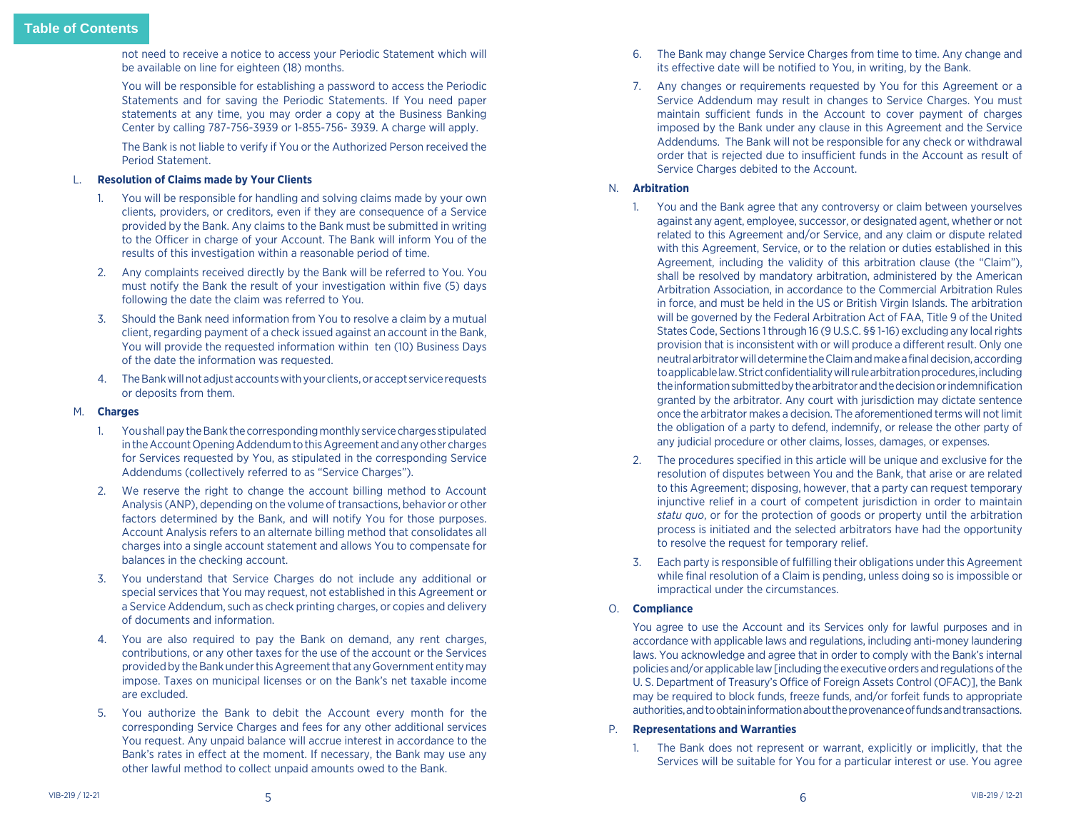not need to receive a notice to access your Periodic Statement which will be available on line for eighteen (18) months.

You will be responsible for establishing a password to access the Periodic Statements and for saving the Periodic Statements. If You need paper statements at any time, you may order a copy at the Business Banking Center by calling 787-756-3939 or 1-855-756- 3939. A charge will apply.

The Bank is not liable to verify if You or the Authorized Person received the Period Statement.

L. **Resolution of Claims made by Your Clients**

1. You will be responsible for handling and solving claims made by your own clients, providers, or creditors, even if they are consequence of a Service provided by the Bank. Any claims to the Bank must be submitted in writing to the Officer in charge of your Account. The Bank will inform You of the results of this investigation within a reasonable period of time.
2. Any complaints received directly by the Bank will be referred to You. You must notify the Bank the result of your investigation within five (5) days following the date the claim was referred to You.
3. Should the Bank need information from You to resolve a claim by a mutual client, regarding payment of a check issued against an account in the Bank, You will provide the requested information within ten (10) Business Days of the date the information was requested.
4. The Bank will not adjust accounts with your clients, or accept service requests or deposits from them.

M. **Charges**

1. You shall pay the Bank the corresponding monthly service charges stipulated in the Account Opening Addendum to this Agreement and any other charges for Services requested by You, as stipulated in the corresponding Service Addendums (collectively referred to as "Service Charges").
2. We reserve the right to change the account billing method to Account Analysis (ANP), depending on the volume of transactions, behavior or other factors determined by the Bank, and will notify You for those purposes. Account Analysis refers to an alternate billing method that consolidates all charges into a single account statement and allows You to compensate for balances in the checking account.
3. You understand that Service Charges do not include any additional or special services that You may request, not established in this Agreement or a Service Addendum, such as check printing charges, or copies and delivery of documents and information.
4. You are also required to pay the Bank on demand, any rent charges, contributions, or any other taxes for the use of the account or the Services provided by the Bank under this Agreement that any Government entity may impose. Taxes on municipal licenses or on the Bank's net taxable income are excluded.
5. You authorize the Bank to debit the Account every month for the corresponding Service Charges and fees for any other additional services You request. Any unpaid balance will accrue interest in accordance to the Bank's rates in effect at the moment. If necessary, the Bank may use any other lawful method to collect unpaid amounts owed to the Bank.
6. The Bank may change Service Charges from time to time. Any change and its effective date will be notified to You, in writing, by the Bank.
7. Any changes or requirements requested by You for this Agreement or a Service Addendum may result in changes to Service Charges. You must maintain sufficient funds in the Account to cover payment of charges imposed by the Bank under any clause in this Agreement and the Service Addendums. The Bank will not be responsible for any check or withdrawal order that is rejected due to insufficient funds in the Account as result of Service Charges debited to the Account.

N. **Arbitration**

1. You and the Bank agree that any controversy or claim between yourselves against any agent, employee, successor, or designated agent, whether or not related to this Agreement and/or Service, and any claim or dispute related with this Agreement, Service, or to the relation or duties established in this Agreement, including the validity of this arbitration clause (the "Claim"), shall be resolved by mandatory arbitration, administered by the American Arbitration Association, in accordance to the Commercial Arbitration Rules in force, and must be held in the US or British Virgin Islands. The arbitration will be governed by the Federal Arbitration Act of FAA, Title 9 of the United States Code, Sections 1 through 16 (9 U.S.C. §§ 1-16) excluding any local rights provision that is inconsistent with or will produce a different result. Only one neutral arbitrator will determine the Claim and make a final decision, according to applicable law. Strict confidentiality will rule arbitration procedures, including the information submitted by the arbitrator and the decision or indemnification granted by the arbitrator. Any court with jurisdiction may dictate sentence once the arbitrator makes a decision. The aforementioned terms will not limit the obligation of a party to defend, indemnify, or release the other party of any judicial procedure or other claims, losses, damages, or expenses.
2. The procedures specified in this article will be unique and exclusive for the resolution of disputes between You and the Bank, that arise or are related to this Agreement; disposing, however, that a party can request temporary injunctive relief in a court of competent jurisdiction in order to maintain *statu quo*, or for the protection of goods or property until the arbitration process is initiated and the selected arbitrators have had the opportunity to resolve the request for temporary relief.
3. Each party is responsible of fulfilling their obligations under this Agreement while final resolution of a Claim is pending, unless doing so is impossible or impractical under the circumstances.

O. **Compliance**

You agree to use the Account and its Services only for lawful purposes and in accordance with applicable laws and regulations, including anti-money laundering laws. You acknowledge and agree that in order to comply with the Bank's internal policies and/or applicable law [including the executive orders and regulations of the U. S. Department of Treasury's Office of Foreign Assets Control (OFAC)], the Bank may be required to block funds, freeze funds, and/or forfeit funds to appropriate authorities, and to obtain information about the provenance of funds and transactions.

P. **Representations and Warranties**

1. The Bank does not represent or warrant, explicitly or implicitly, that the Services will be suitable for You for a particular interest or use. You agree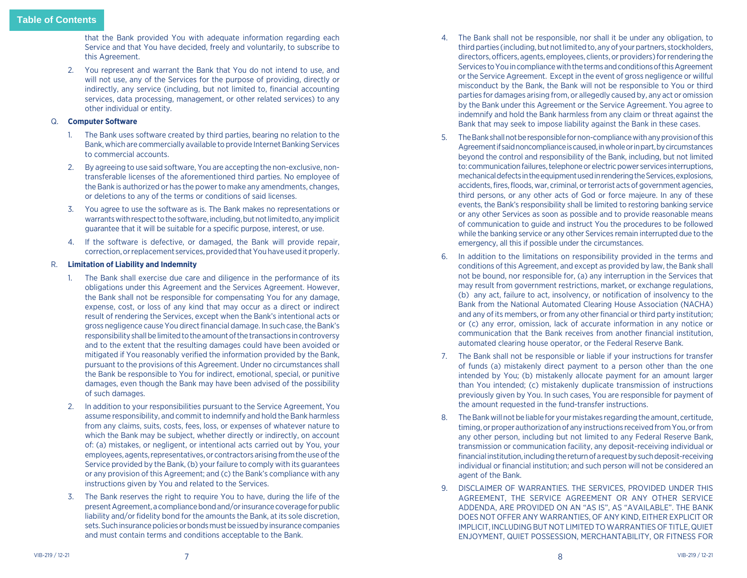that the Bank provided You with adequate information regarding each Service and that You have decided, freely and voluntarily, to subscribe to this Agreement.

2. You represent and warrant the Bank that You do not intend to use, and will not use, any of the Services for the purpose of providing, directly or indirectly, any service (including, but not limited to, financial accounting services, data processing, management, or other related services) to any other individual or entity.

Q. **Computer Software**

1. The Bank uses software created by third parties, bearing no relation to the Bank, which are commercially available to provide Internet Banking Services to commercial accounts.
2. By agreeing to use said software, You are accepting the non-exclusive, non-transferable licenses of the aforementioned third parties. No employee of the Bank is authorized or has the power to make any amendments, changes, or deletions to any of the terms or conditions of said licenses.
3. You agree to use the software as is. The Bank makes no representations or warrants with respect to the software, including, but not limited to, any implicit guarantee that it will be suitable for a specific purpose, interest, or use.
4. If the software is defective, or damaged, the Bank will provide repair, correction, or replacement services, provided that You have used it properly.

R. **Limitation of Liability and Indemnity**

1. The Bank shall exercise due care and diligence in the performance of its obligations under this Agreement and the Services Agreement. However, the Bank shall not be responsible for compensating You for any damage, expense, cost, or loss of any kind that may occur as a direct or indirect result of rendering the Services, except when the Bank's intentional acts or gross negligence cause You direct financial damage. In such case, the Bank's responsibility shall be limited to the amount of the transactions in controversy and to the extent that the resulting damages could have been avoided or mitigated if You reasonably verified the information provided by the Bank, pursuant to the provisions of this Agreement. Under no circumstances shall the Bank be responsible to You for indirect, emotional, special, or punitive damages, even though the Bank may have been advised of the possibility of such damages.
2. In addition to your responsibilities pursuant to the Service Agreement, You assume responsibility, and commit to indemnify and hold the Bank harmless from any claims, suits, costs, fees, loss, or expenses of whatever nature to which the Bank may be subject, whether directly or indirectly, on account of: (a) mistakes, or negligent, or intentional acts carried out by You, your employees, agents, representatives, or contractors arising from the use of the Service provided by the Bank, (b) your failure to comply with its guarantees or any provision of this Agreement; and (c) the Bank's compliance with any instructions given by You and related to the Services.
3. The Bank reserves the right to require You to have, during the life of the present Agreement, a compliance bond and/or insurance coverage for public liability and/or fidelity bond for the amounts the Bank, at its sole discretion, sets. Such insurance policies or bonds must be issued by insurance companies and must contain terms and conditions acceptable to the Bank.
4. The Bank shall not be responsible, nor shall it be under any obligation, to third parties (including, but not limited to, any of your partners, stockholders, directors, officers, agents, employees, clients, or providers) for rendering the Services to You in compliance with the terms and conditions of this Agreement or the Service Agreement. Except in the event of gross negligence or willful misconduct by the Bank, the Bank will not be responsible to You or third parties for damages arising from, or allegedly caused by, any act or omission by the Bank under this Agreement or the Service Agreement. You agree to indemnify and hold the Bank harmless from any claim or threat against the Bank that may seek to impose liability against the Bank in these cases.
5. The Bank shall not be responsible for non-compliance with any provision of this Agreement if said noncompliance is caused, in whole or in part, by circumstances beyond the control and responsibility of the Bank, including, but not limited to: communication failures, telephone or electric power services interruptions, mechanical defects in the equipment used in rendering the Services, explosions, accidents, fires, floods, war, criminal, or terrorist acts of government agencies, third persons, or any other acts of God or force majeure. In any of these events, the Bank's responsibility shall be limited to restoring banking service or any other Services as soon as possible and to provide reasonable means of communication to guide and instruct You the procedures to be followed while the banking service or any other Services remain interrupted due to the emergency, all this if possible under the circumstances.
6. In addition to the limitations on responsibility provided in the terms and conditions of this Agreement, and except as provided by law, the Bank shall not be bound, nor responsible for, (a) any interruption in the Services that may result from government restrictions, market, or exchange regulations, (b) any act, failure to act, insolvency, or notification of insolvency to the Bank from the National Automated Clearing House Association (NACHA) and any of its members, or from any other financial or third party institution; or (c) any error, omission, lack of accurate information in any notice or communication that the Bank receives from another financial institution, automated clearing house operator, or the Federal Reserve Bank.
7. The Bank shall not be responsible or liable if your instructions for transfer of funds (a) mistakenly direct payment to a person other than the one intended by You; (b) mistakenly allocate payment for an amount larger than You intended; (c) mistakenly duplicate transmission of instructions previously given by You. In such cases, You are responsible for payment of the amount requested in the fund-transfer instructions.
8. The Bank will not be liable for your mistakes regarding the amount, certitude, timing, or proper authorization of any instructions received from You, or from any other person, including but not limited to any Federal Reserve Bank, transmission or communication facility, any deposit-receiving individual or financial institution, including the return of a request by such deposit-receiving individual or financial institution; and such person will not be considered an agent of the Bank.
9. DISCLAIMER OF WARRANTIES. THE SERVICES, PROVIDED UNDER THIS AGREEMENT, THE SERVICE AGREEMENT OR ANY OTHER SERVICE ADDENDA, ARE PROVIDED ON AN "AS IS", AS "AVAILABLE". THE BANK DOES NOT OFFER ANY WARRANTIES, OF ANY KIND, EITHER EXPLICIT OR IMPLICIT, INCLUDING BUT NOT LIMITED TO WARRANTIES OF TITLE, QUIET ENJOYMENT, QUIET POSSESSION, MERCHANTABILITY, OR FITNESS FOR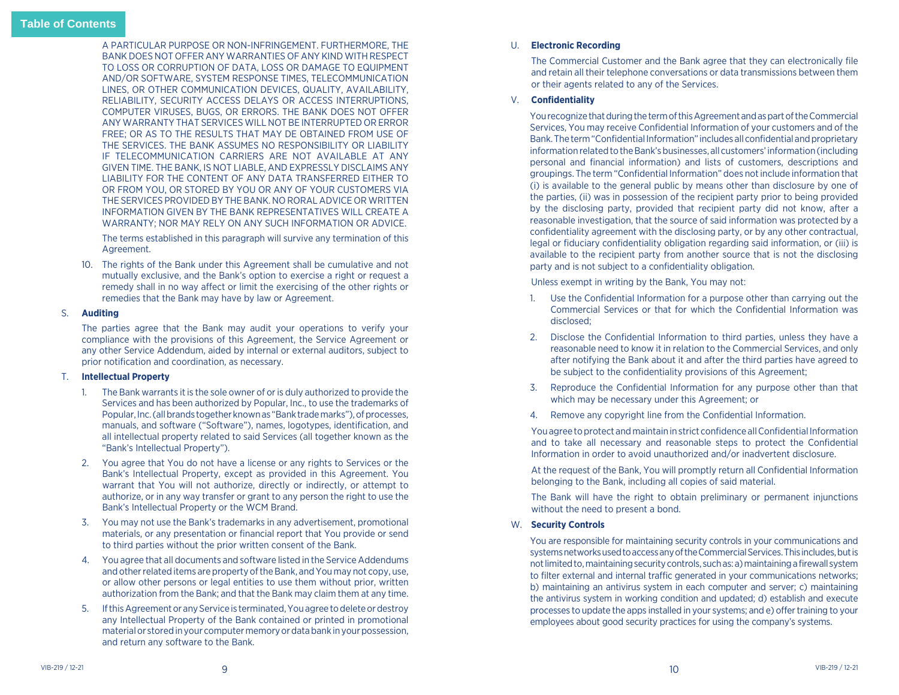A PARTICULAR PURPOSE OR NON-INFRINGEMENT. FURTHERMORE, THE BANK DOES NOT OFFER ANY WARRANTIES OF ANY KIND WITH RESPECT TO LOSS OR CORRUPTION OF DATA, LOSS OR DAMAGE TO EQUIPMENT AND/OR SOFTWARE, SYSTEM RESPONSE TIMES, TELECOMMUNICATION LINES, OR OTHER COMMUNICATION DEVICES, QUALITY, AVAILABILITY, RELIABILITY, SECURITY ACCESS DELAYS OR ACCESS INTERRUPTIONS, COMPUTER VIRUSES, BUGS, OR ERRORS. THE BANK DOES NOT OFFER ANY WARRANTY THAT SERVICES WILL NOT BE INTERRUPTED OR ERROR FREE; OR AS TO THE RESULTS THAT MAY DE OBTAINED FROM USE OF THE SERVICES. THE BANK ASSUMES NO RESPONSIBILITY OR LIABILITY IF TELECOMMUNICATION CARRIERS ARE NOT AVAILABLE AT ANY GIVEN TIME. THE BANK, IS NOT LIABLE, AND EXPRESSLY DISCLAIMS ANY LIABILITY FOR THE CONTENT OF ANY DATA TRANSFERRED EITHER TO OR FROM YOU, OR STORED BY YOU OR ANY OF YOUR CUSTOMERS VIA THE SERVICES PROVIDED BY THE BANK. NO RORAL ADVICE OR WRITTEN INFORMATION GIVEN BY THE BANK REPRESENTATIVES WILL CREATE A WARRANTY; NOR MAY RELY ON ANY SUCH INFORMATION OR ADVICE.

The terms established in this paragraph will survive any termination of this Agreement.

10. The rights of the Bank under this Agreement shall be cumulative and not mutually exclusive, and the Bank's option to exercise a right or request a remedy shall in no way affect or limit the exercising of the other rights or remedies that the Bank may have by law or Agreement.

S. **Auditing**

The parties agree that the Bank may audit your operations to verify your compliance with the provisions of this Agreement, the Service Agreement or any other Service Addendum, aided by internal or external auditors, subject to prior notification and coordination, as necessary.

T. **Intellectual Property**

1. The Bank warrants it is the sole owner of or is duly authorized to provide the Services and has been authorized by Popular, Inc., to use the trademarks of Popular, Inc. (all brands together known as "Bank trade marks"), of processes, manuals, and software ("Software"), names, logotypes, identification, and all intellectual property related to said Services (all together known as the "Bank's Intellectual Property").
2. You agree that You do not have a license or any rights to Services or the Bank's Intellectual Property, except as provided in this Agreement. You warrant that You will not authorize, directly or indirectly, or attempt to authorize, or in any way transfer or grant to any person the right to use the Bank's Intellectual Property or the WCM Brand.
3. You may not use the Bank's trademarks in any advertisement, promotional materials, or any presentation or financial report that You provide or send to third parties without the prior written consent of the Bank.
4. You agree that all documents and software listed in the Service Addendums and other related items are property of the Bank, and You may not copy, use, or allow other persons or legal entities to use them without prior, written authorization from the Bank; and that the Bank may claim them at any time.
5. If this Agreement or any Service is terminated, You agree to delete or destroy any Intellectual Property of the Bank contained or printed in promotional material or stored in your computer memory or data bank in your possession, and return any software to the Bank.

U. **Electronic Recording**

The Commercial Customer and the Bank agree that they can electronically file and retain all their telephone conversations or data transmissions between them or their agents related to any of the Services.

V. **Confidentiality**

You recognize that during the term of this Agreement and as part of the Commercial Services, You may receive Confidential Information of your customers and of the Bank. The term "Confidential Information" includes all confidential and proprietary information related to the Bank's businesses, all customers' information (including personal and financial information) and lists of customers, descriptions and groupings. The term "Confidential Information" does not include information that (i) is available to the general public by means other than disclosure by one of the parties, (ii) was in possession of the recipient party prior to being provided by the disclosing party, provided that recipient party did not know, after a reasonable investigation, that the source of said information was protected by a confidentiality agreement with the disclosing party, or by any other contractual, legal or fiduciary confidentiality obligation regarding said information, or (iii) is available to the recipient party from another source that is not the disclosing party and is not subject to a confidentiality obligation.

Unless exempt in writing by the Bank, You may not:

1. Use the Confidential Information for a purpose other than carrying out the Commercial Services or that for which the Confidential Information was disclosed;
2. Disclose the Confidential Information to third parties, unless they have a reasonable need to know it in relation to the Commercial Services, and only after notifying the Bank about it and after the third parties have agreed to be subject to the confidentiality provisions of this Agreement;
3. Reproduce the Confidential Information for any purpose other than that which may be necessary under this Agreement; or
4. Remove any copyright line from the Confidential Information.

You agree to protect and maintain in strict confidence all Confidential Information and to take all necessary and reasonable steps to protect the Confidential Information in order to avoid unauthorized and/or inadvertent disclosure.

At the request of the Bank, You will promptly return all Confidential Information belonging to the Bank, including all copies of said material.

The Bank will have the right to obtain preliminary or permanent injunctions without the need to present a bond.

W. **Security Controls**

You are responsible for maintaining security controls in your communications and systems networks used to access any of the Commercial Services. This includes, but is not limited to, maintaining security controls, such as: a) maintaining a firewall system to filter external and internal traffic generated in your communications networks; b) maintaining an antivirus system in each computer and server; c) maintaining the antivirus system in working condition and updated; d) establish and execute processes to update the apps installed in your systems; and e) offer training to your employees about good security practices for using the company's systems.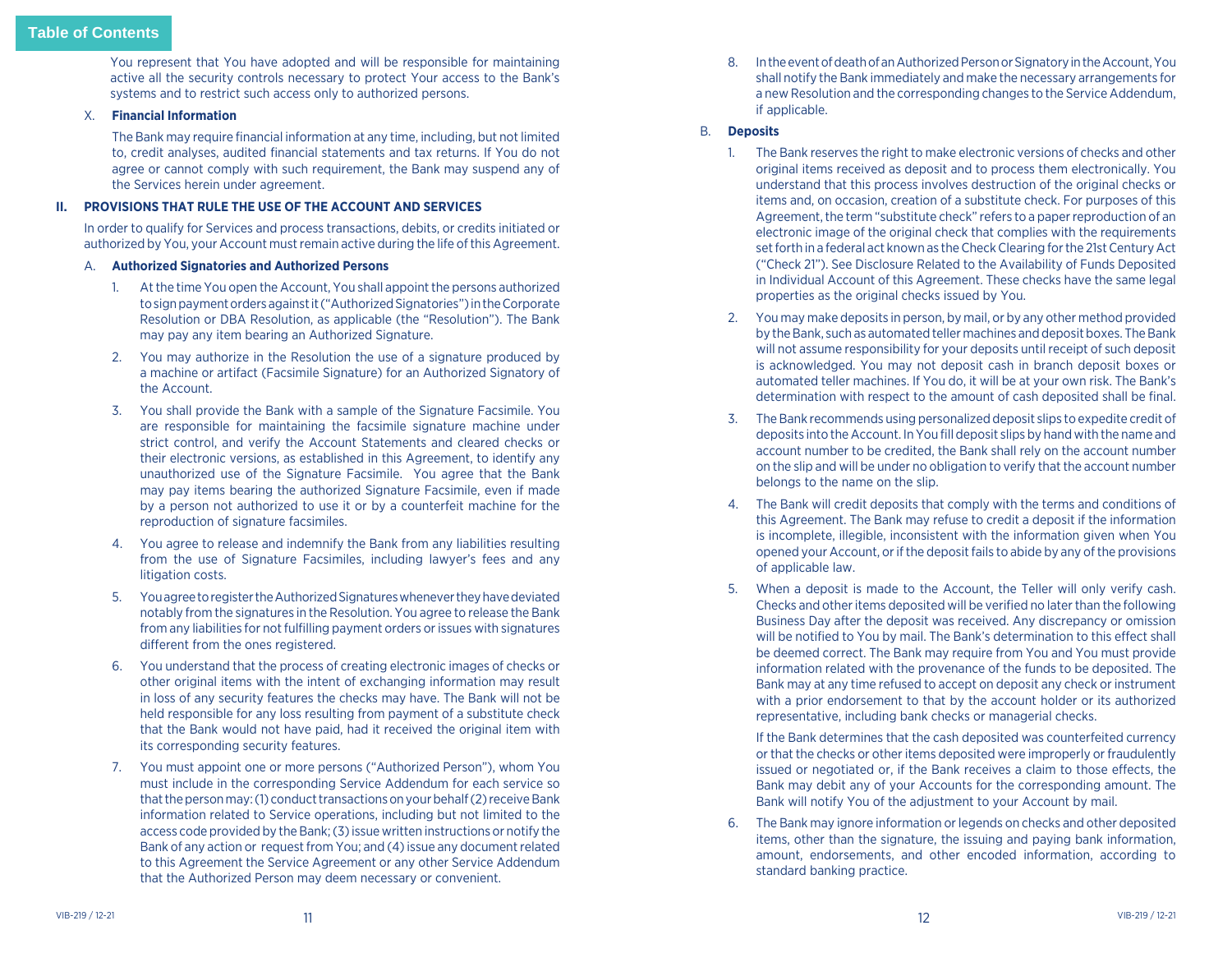You represent that You have adopted and will be responsible for maintaining active all the security controls necessary to protect Your access to the Bank's systems and to restrict such access only to authorized persons.

X. **Financial Information**

The Bank may require financial information at any time, including, but not limited to, credit analyses, audited financial statements and tax returns. If You do not agree or cannot comply with such requirement, the Bank may suspend any of the Services herein under agreement.

## II. PROVISIONS THAT RULE THE USE OF THE ACCOUNT AND SERVICES

In order to qualify for Services and process transactions, debits, or credits initiated or authorized by You, your Account must remain active during the life of this Agreement.

### A. Authorized Signatories and Authorized Persons

1. At the time You open the Account, You shall appoint the persons authorized to sign payment orders against it ("Authorized Signatories") in the Corporate Resolution or DBA Resolution, as applicable (the "Resolution"). The Bank may pay any item bearing an Authorized Signature.
2. You may authorize in the Resolution the use of a signature produced by a machine or artifact (Facsimile Signature) for an Authorized Signatory of the Account.
3. You shall provide the Bank with a sample of the Signature Facsimile. You are responsible for maintaining the facsimile signature machine under strict control, and verify the Account Statements and cleared checks or their electronic versions, as established in this Agreement, to identify any unauthorized use of the Signature Facsimile. You agree that the Bank may pay items bearing the authorized Signature Facsimile, even if made by a person not authorized to use it or by a counterfeit machine for the reproduction of signature facsimiles.
4. You agree to release and indemnify the Bank from any liabilities resulting from the use of Signature Facsimiles, including lawyer's fees and any litigation costs.
5. You agree to register the Authorized Signatures whenever they have deviated notably from the signatures in the Resolution. You agree to release the Bank from any liabilities for not fulfilling payment orders or issues with signatures different from the ones registered.
6. You understand that the process of creating electronic images of checks or other original items with the intent of exchanging information may result in loss of any security features the checks may have. The Bank will not be held responsible for any loss resulting from payment of a substitute check that the Bank would not have paid, had it received the original item with its corresponding security features.
7. You must appoint one or more persons ("Authorized Person"), whom You must include in the corresponding Service Addendum for each service so that the person may: (1) conduct transactions on your behalf (2) receive Bank information related to Service operations, including but not limited to the access code provided by the Bank; (3) issue written instructions or notify the Bank of any action or request from You; and (4) issue any document related to this Agreement the Service Agreement or any other Service Addendum that the Authorized Person may deem necessary or convenient.
8. In the event of death of an Authorized Person or Signatory in the Account, You shall notify the Bank immediately and make the necessary arrangements for a new Resolution and the corresponding changes to the Service Addendum, if applicable.

### B. Deposits

1. The Bank reserves the right to make electronic versions of checks and other original items received as deposit and to process them electronically. You understand that this process involves destruction of the original checks or items and, on occasion, creation of a substitute check. For purposes of this Agreement, the term "substitute check" refers to a paper reproduction of an electronic image of the original check that complies with the requirements set forth in a federal act known as the Check Clearing for the 21st Century Act ("Check 21"). See Disclosure Related to the Availability of Funds Deposited in Individual Account of this Agreement. These checks have the same legal properties as the original checks issued by You.
2. You may make deposits in person, by mail, or by any other method provided by the Bank, such as automated teller machines and deposit boxes. The Bank will not assume responsibility for your deposits until receipt of such deposit is acknowledged. You may not deposit cash in branch deposit boxes or automated teller machines. If You do, it will be at your own risk. The Bank's determination with respect to the amount of cash deposited shall be final.
3. The Bank recommends using personalized deposit slips to expedite credit of deposits into the Account. In You fill deposit slips by hand with the name and account number to be credited, the Bank shall rely on the account number on the slip and will be under no obligation to verify that the account number belongs to the name on the slip.
4. The Bank will credit deposits that comply with the terms and conditions of this Agreement. The Bank may refuse to credit a deposit if the information is incomplete, illegible, inconsistent with the information given when You opened your Account, or if the deposit fails to abide by any of the provisions of applicable law.
5. When a deposit is made to the Account, the Teller will only verify cash. Checks and other items deposited will be verified no later than the following Business Day after the deposit was received. Any discrepancy or omission will be notified to You by mail. The Bank's determination to this effect shall be deemed correct. The Bank may require from You and You must provide information related with the provenance of the funds to be deposited. The Bank may at any time refused to accept on deposit any check or instrument with a prior endorsement to that by the account holder or its authorized representative, including bank checks or managerial checks.

   If the Bank determines that the cash deposited was counterfeited currency or that the checks or other items deposited were improperly or fraudulently issued or negotiated or, if the Bank receives a claim to those effects, the Bank may debit any of your Accounts for the corresponding amount. The Bank will notify You of the adjustment to your Account by mail.
6. The Bank may ignore information or legends on checks and other deposited items, other than the signature, the issuing and paying bank information, amount, endorsements, and other encoded information, according to standard banking practice.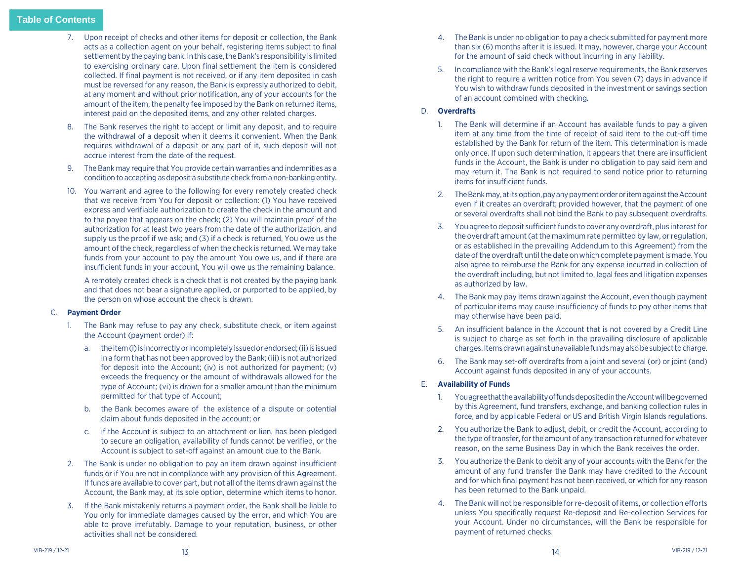7. Upon receipt of checks and other items for deposit or collection, the Bank acts as a collection agent on your behalf, registering items subject to final settlement by the paying bank. In this case, the Bank's responsibility is limited to exercising ordinary care. Upon final settlement the item is considered collected. If final payment is not received, or if any item deposited in cash must be reversed for any reason, the Bank is expressly authorized to debit, at any moment and without prior notification, any of your accounts for the amount of the item, the penalty fee imposed by the Bank on returned items, interest paid on the deposited items, and any other related charges.

8. The Bank reserves the right to accept or limit any deposit, and to require the withdrawal of a deposit when it deems it convenient. When the Bank requires withdrawal of a deposit or any part of it, such deposit will not accrue interest from the date of the request.

9. The Bank may require that You provide certain warranties and indemnities as a condition to accepting as deposit a substitute check from a non-banking entity.

10. You warrant and agree to the following for every remotely created check that we receive from You for deposit or collection: (1) You have received express and verifiable authorization to create the check in the amount and to the payee that appears on the check; (2) You will maintain proof of the authorization for at least two years from the date of the authorization, and supply us the proof if we ask; and (3) if a check is returned, You owe us the amount of the check, regardless of when the check is returned. We may take funds from your account to pay the amount You owe us, and if there are insufficient funds in your account, You will owe us the remaining balance.

    A remotely created check is a check that is not created by the paying bank and that does not bear a signature applied, or purported to be applied, by the person on whose account the check is drawn.

C. **Payment Order**

1. The Bank may refuse to pay any check, substitute check, or item against the Account (payment order) if:
   a. the item (i) is incorrectly or incompletely issued or endorsed; (ii) is issued in a form that has not been approved by the Bank; (iii) is not authorized for deposit into the Account; (iv) is not authorized for payment; (v) exceeds the frequency or the amount of withdrawals allowed for the type of Account; (vi) is drawn for a smaller amount than the minimum permitted for that type of Account;
   b. the Bank becomes aware of the existence of a dispute or potential claim about funds deposited in the account; or
   c. if the Account is subject to an attachment or lien, has been pledged to secure an obligation, availability of funds cannot be verified, or the Account is subject to set-off against an amount due to the Bank.

2. The Bank is under no obligation to pay an item drawn against insufficient funds or if You are not in compliance with any provision of this Agreement. If funds are available to cover part, but not all of the items drawn against the Account, the Bank may, at its sole option, determine which items to honor.

3. If the Bank mistakenly returns a payment order, the Bank shall be liable to You only for immediate damages caused by the error, and which You are able to prove irrefutably. Damage to your reputation, business, or other activities shall not be considered.

4. The Bank is under no obligation to pay a check submitted for payment more than six (6) months after it is issued. It may, however, charge your Account for the amount of said check without incurring in any liability.

5. In compliance with the Bank's legal reserve requirements, the Bank reserves the right to require a written notice from You seven (7) days in advance if You wish to withdraw funds deposited in the investment or savings section of an account combined with checking.

D. **Overdrafts**

1. The Bank will determine if an Account has available funds to pay a given item at any time from the time of receipt of said item to the cut-off time established by the Bank for return of the item. This determination is made only once. If upon such determination, it appears that there are insufficient funds in the Account, the Bank is under no obligation to pay said item and may return it. The Bank is not required to send notice prior to returning items for insufficient funds.

2. The Bank may, at its option, pay any payment order or item against the Account even if it creates an overdraft; provided however, that the payment of one or several overdrafts shall not bind the Bank to pay subsequent overdrafts.

3. You agree to deposit sufficient funds to cover any overdraft, plus interest for the overdraft amount (at the maximum rate permitted by law, or regulation, or as established in the prevailing Addendum to this Agreement) from the date of the overdraft until the date on which complete payment is made. You also agree to reimburse the Bank for any expense incurred in collection of the overdraft including, but not limited to, legal fees and litigation expenses as authorized by law.

4. The Bank may pay items drawn against the Account, even though payment of particular items may cause insufficiency of funds to pay other items that may otherwise have been paid.

5. An insufficient balance in the Account that is not covered by a Credit Line is subject to charge as set forth in the prevailing disclosure of applicable charges. Items drawn against unavailable funds may also be subject to charge.

6. The Bank may set-off overdrafts from a joint and several (or) or joint (and) Account against funds deposited in any of your accounts.

E. **Availability of Funds**

1. You agree that the availability of funds deposited in the Account will be governed by this Agreement, fund transfers, exchange, and banking collection rules in force, and by applicable Federal or US and British Virgin Islands regulations.

2. You authorize the Bank to adjust, debit, or credit the Account, according to the type of transfer, for the amount of any transaction returned for whatever reason, on the same Business Day in which the Bank receives the order.

3. You authorize the Bank to debit any of your accounts with the Bank for the amount of any fund transfer the Bank may have credited to the Account and for which final payment has not been received, or which for any reason has been returned to the Bank unpaid.

4. The Bank will not be responsible for re-deposit of items, or collection efforts unless You specifically request Re-deposit and Re-collection Services for your Account. Under no circumstances, will the Bank be responsible for payment of returned checks.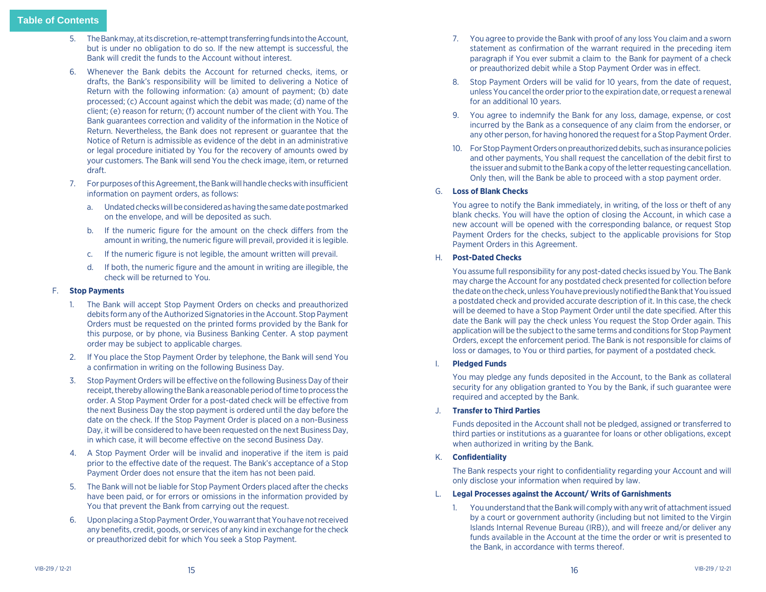5. The Bank may, at its discretion, re-attempt transferring funds into the Account, but is under no obligation to do so. If the new attempt is successful, the Bank will credit the funds to the Account without interest.

6. Whenever the Bank debits the Account for returned checks, items, or drafts, the Bank's responsibility will be limited to delivering a Notice of Return with the following information: (a) amount of payment; (b) date processed; (c) Account against which the debit was made; (d) name of the client; (e) reason for return; (f) account number of the client with You. The Bank guarantees correction and validity of the information in the Notice of Return. Nevertheless, the Bank does not represent or guarantee that the Notice of Return is admissible as evidence of the debt in an administrative or legal procedure initiated by You for the recovery of amounts owed by your customers. The Bank will send You the check image, item, or returned draft.

7. For purposes of this Agreement, the Bank will handle checks with insufficient information on payment orders, as follows:

   a. Undated checks will be considered as having the same date postmarked on the envelope, and will be deposited as such.

   b. If the numeric figure for the amount on the check differs from the amount in writing, the numeric figure will prevail, provided it is legible.

   c. If the numeric figure is not legible, the amount written will prevail.

   d. If both, the numeric figure and the amount in writing are illegible, the check will be returned to You.

F. **Stop Payments**

1. The Bank will accept Stop Payment Orders on checks and preauthorized debits form any of the Authorized Signatories in the Account. Stop Payment Orders must be requested on the printed forms provided by the Bank for this purpose, or by phone, via Business Banking Center. A stop payment order may be subject to applicable charges.

2. If You place the Stop Payment Order by telephone, the Bank will send You a confirmation in writing on the following Business Day.

3. Stop Payment Orders will be effective on the following Business Day of their receipt, thereby allowing the Bank a reasonable period of time to process the order. A Stop Payment Order for a post-dated check will be effective from the next Business Day the stop payment is ordered until the day before the date on the check. If the Stop Payment Order is placed on a non-Business Day, it will be considered to have been requested on the next Business Day, in which case, it will become effective on the second Business Day.

4. A Stop Payment Order will be invalid and inoperative if the item is paid prior to the effective date of the request. The Bank's acceptance of a Stop Payment Order does not ensure that the item has not been paid.

5. The Bank will not be liable for Stop Payment Orders placed after the checks have been paid, or for errors or omissions in the information provided by You that prevent the Bank from carrying out the request.

6. Upon placing a Stop Payment Order, You warrant that You have not received any benefits, credit, goods, or services of any kind in exchange for the check or preauthorized debit for which You seek a Stop Payment.

7. You agree to provide the Bank with proof of any loss You claim and a sworn statement as confirmation of the warrant required in the preceding item paragraph if You ever submit a claim to the Bank for payment of a check or preauthorized debit while a Stop Payment Order was in effect.

8. Stop Payment Orders will be valid for 10 years, from the date of request, unless You cancel the order prior to the expiration date, or request a renewal for an additional 10 years.

9. You agree to indemnify the Bank for any loss, damage, expense, or cost incurred by the Bank as a consequence of any claim from the endorser, or any other person, for having honored the request for a Stop Payment Order.

10. For Stop Payment Orders on preauthorized debits, such as insurance policies and other payments, You shall request the cancellation of the debit first to the issuer and submit to the Bank a copy of the letter requesting cancellation. Only then, will the Bank be able to proceed with a stop payment order.

G. **Loss of Blank Checks**

You agree to notify the Bank immediately, in writing, of the loss or theft of any blank checks. You will have the option of closing the Account, in which case a new account will be opened with the corresponding balance, or request Stop Payment Orders for the checks, subject to the applicable provisions for Stop Payment Orders in this Agreement.

H. **Post-Dated Checks**

You assume full responsibility for any post-dated checks issued by You. The Bank may charge the Account for any postdated check presented for collection before the date on the check, unless You have previously notified the Bank that You issued a postdated check and provided accurate description of it. In this case, the check will be deemed to have a Stop Payment Order until the date specified. After this date the Bank will pay the check unless You request the Stop Order again. This application will be the subject to the same terms and conditions for Stop Payment Orders, except the enforcement period. The Bank is not responsible for claims of loss or damages, to You or third parties, for payment of a postdated check.

I. **Pledged Funds**

You may pledge any funds deposited in the Account, to the Bank as collateral security for any obligation granted to You by the Bank, if such guarantee were required and accepted by the Bank.

J. **Transfer to Third Parties**

Funds deposited in the Account shall not be pledged, assigned or transferred to third parties or institutions as a guarantee for loans or other obligations, except when authorized in writing by the Bank.

K. **Confidentiality**

The Bank respects your right to confidentiality regarding your Account and will only disclose your information when required by law.

L. **Legal Processes against the Account/ Writs of Garnishments**

1. You understand that the Bank will comply with any writ of attachment issued by a court or government authority (including but not limited to the Virgin Islands Internal Revenue Bureau (IRB)), and will freeze and/or deliver any funds available in the Account at the time the order or writ is presented to the Bank, in accordance with terms thereof.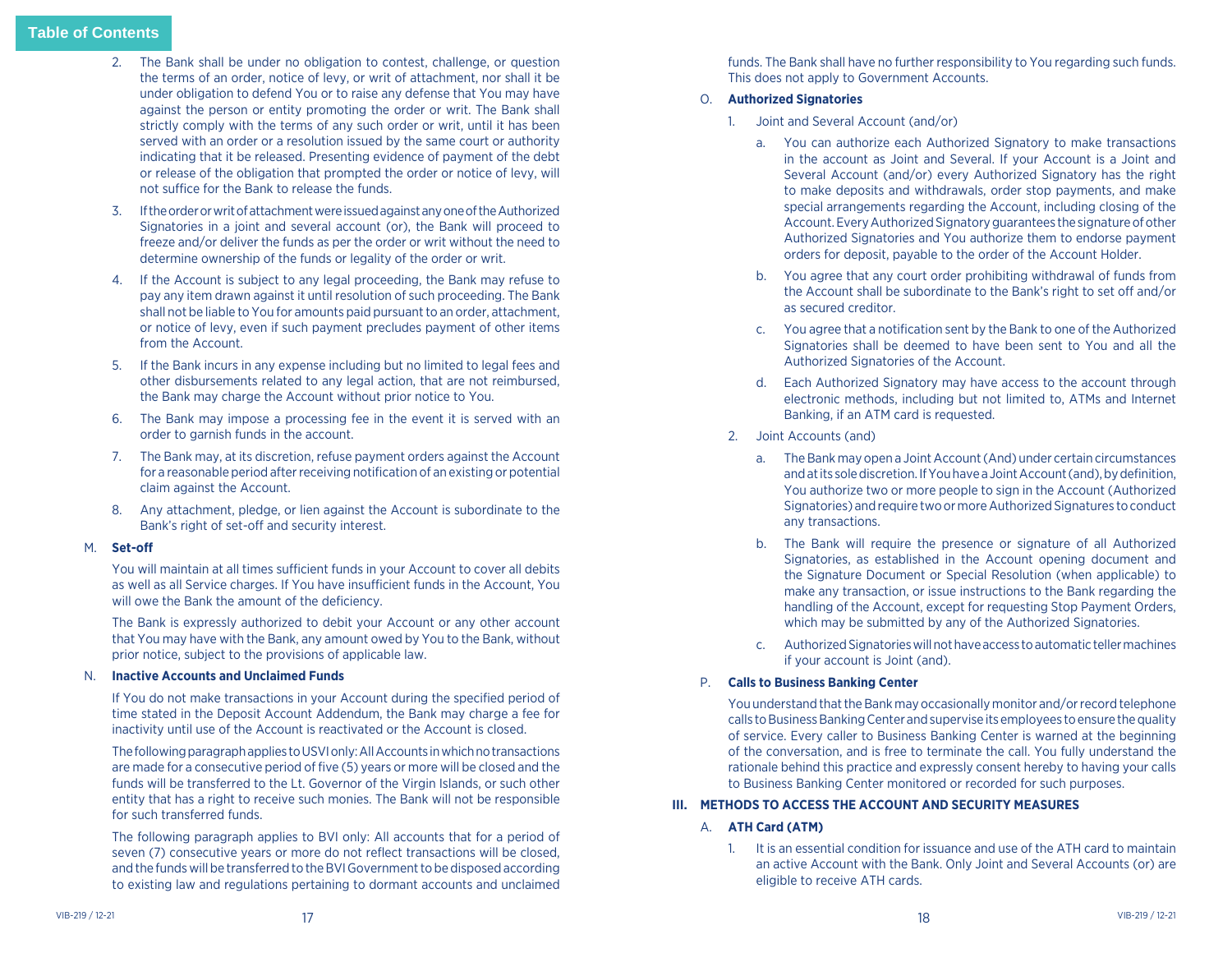2. The Bank shall be under no obligation to contest, challenge, or question the terms of an order, notice of levy, or writ of attachment, nor shall it be under obligation to defend You or to raise any defense that You may have against the person or entity promoting the order or writ. The Bank shall strictly comply with the terms of any such order or writ, until it has been served with an order or a resolution issued by the same court or authority indicating that it be released. Presenting evidence of payment of the debt or release of the obligation that prompted the order or notice of levy, will not suffice for the Bank to release the funds.

3. If the order or writ of attachment were issued against any one of the Authorized Signatories in a joint and several account (or), the Bank will proceed to freeze and/or deliver the funds as per the order or writ without the need to determine ownership of the funds or legality of the order or writ.

4. If the Account is subject to any legal proceeding, the Bank may refuse to pay any item drawn against it until resolution of such proceeding. The Bank shall not be liable to You for amounts paid pursuant to an order, attachment, or notice of levy, even if such payment precludes payment of other items from the Account.

5. If the Bank incurs in any expense including but no limited to legal fees and other disbursements related to any legal action, that are not reimbursed, the Bank may charge the Account without prior notice to You.

6. The Bank may impose a processing fee in the event it is served with an order to garnish funds in the account.

7. The Bank may, at its discretion, refuse payment orders against the Account for a reasonable period after receiving notification of an existing or potential claim against the Account.

8. Any attachment, pledge, or lien against the Account is subordinate to the Bank's right of set-off and security interest.

M. **Set-off**

You will maintain at all times sufficient funds in your Account to cover all debits as well as all Service charges. If You have insufficient funds in the Account, You will owe the Bank the amount of the deficiency.

The Bank is expressly authorized to debit your Account or any other account that You may have with the Bank, any amount owed by You to the Bank, without prior notice, subject to the provisions of applicable law.

N. **Inactive Accounts and Unclaimed Funds**

If You do not make transactions in your Account during the specified period of time stated in the Deposit Account Addendum, the Bank may charge a fee for inactivity until use of the Account is reactivated or the Account is closed.

The following paragraph applies to USVI only: All Accounts in which no transactions are made for a consecutive period of five (5) years or more will be closed and the funds will be transferred to the Lt. Governor of the Virgin Islands, or such other entity that has a right to receive such monies. The Bank will not be responsible for such transferred funds.

The following paragraph applies to BVI only: All accounts that for a period of seven (7) consecutive years or more do not reflect transactions will be closed, and the funds will be transferred to the BVI Government to be disposed according to existing law and regulations pertaining to dormant accounts and unclaimed funds. The Bank shall have no further responsibility to You regarding such funds. This does not apply to Government Accounts.

O. **Authorized Signatories**

1. Joint and Several Account (and/or)

   a. You can authorize each Authorized Signatory to make transactions in the account as Joint and Several. If your Account is a Joint and Several Account (and/or) every Authorized Signatory has the right to make deposits and withdrawals, order stop payments, and make special arrangements regarding the Account, including closing of the Account. Every Authorized Signatory guarantees the signature of other Authorized Signatories and You authorize them to endorse payment orders for deposit, payable to the order of the Account Holder.

   b. You agree that any court order prohibiting withdrawal of funds from the Account shall be subordinate to the Bank's right to set off and/or as secured creditor.

   c. You agree that a notification sent by the Bank to one of the Authorized Signatories shall be deemed to have been sent to You and all the Authorized Signatories of the Account.

   d. Each Authorized Signatory may have access to the account through electronic methods, including but not limited to, ATMs and Internet Banking, if an ATM card is requested.

2. Joint Accounts (and)

   a. The Bank may open a Joint Account (And) under certain circumstances and at its sole discretion. If You have a Joint Account (and), by definition, You authorize two or more people to sign in the Account (Authorized Signatories) and require two or more Authorized Signatures to conduct any transactions.

   b. The Bank will require the presence or signature of all Authorized Signatories, as established in the Account opening document and the Signature Document or Special Resolution (when applicable) to make any transaction, or issue instructions to the Bank regarding the handling of the Account, except for requesting Stop Payment Orders, which may be submitted by any of the Authorized Signatories.

   c. Authorized Signatories will not have access to automatic teller machines if your account is Joint (and).

P. **Calls to Business Banking Center**

You understand that the Bank may occasionally monitor and/or record telephone calls to Business Banking Center and supervise its employees to ensure the quality of service. Every caller to Business Banking Center is warned at the beginning of the conversation, and is free to terminate the call. You fully understand the rationale behind this practice and expressly consent hereby to having your calls to Business Banking Center monitored or recorded for such purposes.

## III. METHODS TO ACCESS THE ACCOUNT AND SECURITY MEASURES

A. **ATH Card (ATM)**

1. It is an essential condition for issuance and use of the ATH card to maintain an active Account with the Bank. Only Joint and Several Accounts (or) are eligible to receive ATH cards.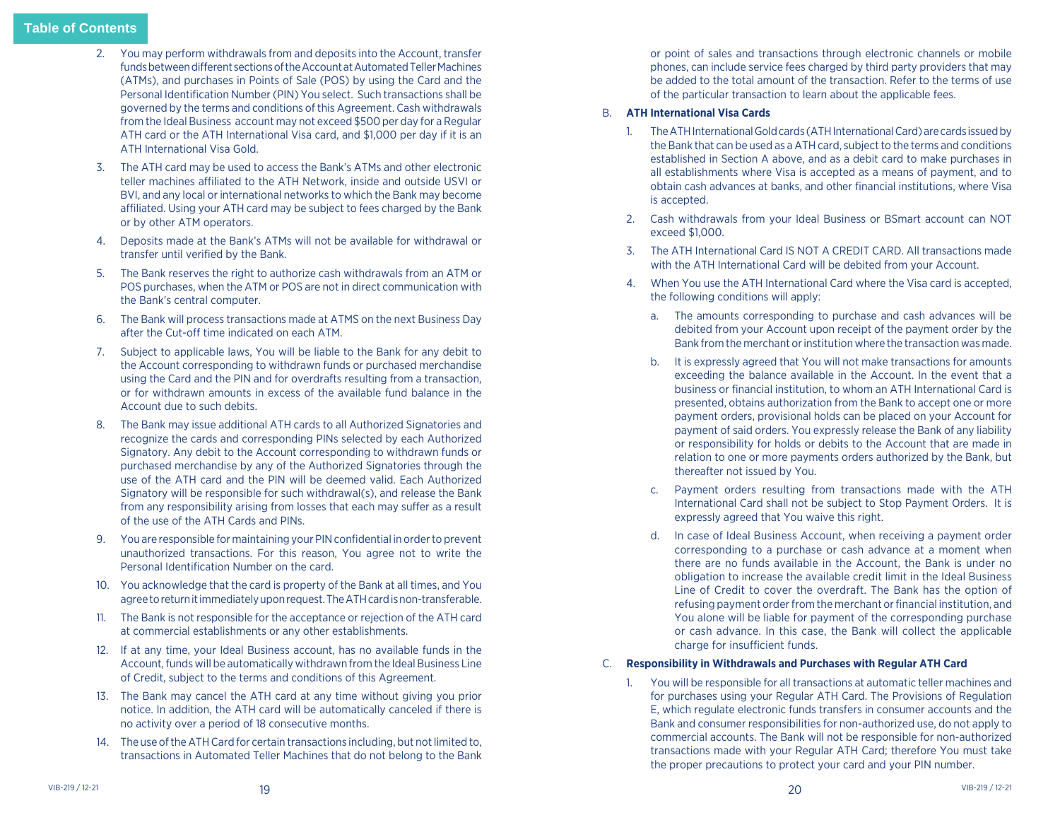2. You may perform withdrawals from and deposits into the Account, transfer funds between different sections of the Account at Automated Teller Machines (ATMs), and purchases in Points of Sale (POS) by using the Card and the Personal Identification Number (PIN) You select. Such transactions shall be governed by the terms and conditions of this Agreement. Cash withdrawals from the Ideal Business account may not exceed $500 per day for a Regular ATH card or the ATH International Visa card, and $1,000 per day if it is an ATH International Visa Gold.

3. The ATH card may be used to access the Bank's ATMs and other electronic teller machines affiliated to the ATH Network, inside and outside USVI or BVI, and any local or international networks to which the Bank may become affiliated. Using your ATH card may be subject to fees charged by the Bank or by other ATM operators.

4. Deposits made at the Bank's ATMs will not be available for withdrawal or transfer until verified by the Bank.

5. The Bank reserves the right to authorize cash withdrawals from an ATM or POS purchases, when the ATM or POS are not in direct communication with the Bank's central computer.

6. The Bank will process transactions made at ATMS on the next Business Day after the Cut-off time indicated on each ATM.

7. Subject to applicable laws, You will be liable to the Bank for any debit to the Account corresponding to withdrawn funds or purchased merchandise using the Card and the PIN and for overdrafts resulting from a transaction, or for withdrawn amounts in excess of the available fund balance in the Account due to such debits.

8. The Bank may issue additional ATH cards to all Authorized Signatories and recognize the cards and corresponding PINs selected by each Authorized Signatory. Any debit to the Account corresponding to withdrawn funds or purchased merchandise by any of the Authorized Signatories through the use of the ATH card and the PIN will be deemed valid. Each Authorized Signatory will be responsible for such withdrawal(s), and release the Bank from any responsibility arising from losses that each may suffer as a result of the use of the ATH Cards and PINs.

9. You are responsible for maintaining your PIN confidential in order to prevent unauthorized transactions. For this reason, You agree not to write the Personal Identification Number on the card.

10. You acknowledge that the card is property of the Bank at all times, and You agree to return it immediately upon request. The ATH card is non-transferable.

11. The Bank is not responsible for the acceptance or rejection of the ATH card at commercial establishments or any other establishments.

12. If at any time, your Ideal Business account, has no available funds in the Account, funds will be automatically withdrawn from the Ideal Business Line of Credit, subject to the terms and conditions of this Agreement.

13. The Bank may cancel the ATH card at any time without giving you prior notice. In addition, the ATH card will be automatically canceled if there is no activity over a period of 18 consecutive months.

14. The use of the ATH Card for certain transactions including, but not limited to, transactions in Automated Teller Machines that do not belong to the Bank or point of sales and transactions through electronic channels or mobile phones, can include service fees charged by third party providers that may be added to the total amount of the transaction. Refer to the terms of use of the particular transaction to learn about the applicable fees.

B. **ATH International Visa Cards**

1. The ATH International Gold cards (ATH International Card) are cards issued by the Bank that can be used as a ATH card, subject to the terms and conditions established in Section A above, and as a debit card to make purchases in all establishments where Visa is accepted as a means of payment, and to obtain cash advances at banks, and other financial institutions, where Visa is accepted.

2. Cash withdrawals from your Ideal Business or BSmart account can NOT exceed $1,000.

3. The ATH International Card IS NOT A CREDIT CARD. All transactions made with the ATH International Card will be debited from your Account.

4. When You use the ATH International Card where the Visa card is accepted, the following conditions will apply:

   a. The amounts corresponding to purchase and cash advances will be debited from your Account upon receipt of the payment order by the Bank from the merchant or institution where the transaction was made.

   b. It is expressly agreed that You will not make transactions for amounts exceeding the balance available in the Account. In the event that a business or financial institution, to whom an ATH International Card is presented, obtains authorization from the Bank to accept one or more payment orders, provisional holds can be placed on your Account for payment of said orders. You expressly release the Bank of any liability or responsibility for holds or debits to the Account that are made in relation to one or more payments orders authorized by the Bank, but thereafter not issued by You.

   c. Payment orders resulting from transactions made with the ATH International Card shall not be subject to Stop Payment Orders. It is expressly agreed that You waive this right.

   d. In case of Ideal Business Account, when receiving a payment order corresponding to a purchase or cash advance at a moment when there are no funds available in the Account, the Bank is under no obligation to increase the available credit limit in the Ideal Business Line of Credit to cover the overdraft. The Bank has the option of refusing payment order from the merchant or financial institution, and You alone will be liable for payment of the corresponding purchase or cash advance. In this case, the Bank will collect the applicable charge for insufficient funds.

C. **Responsibility in Withdrawals and Purchases with Regular ATH Card**

1. You will be responsible for all transactions at automatic teller machines and for purchases using your Regular ATH Card. The Provisions of Regulation E, which regulate electronic funds transfers in consumer accounts and the Bank and consumer responsibilities for non-authorized use, do not apply to commercial accounts. The Bank will not be responsible for non-authorized transactions made with your Regular ATH Card; therefore You must take the proper precautions to protect your card and your PIN number.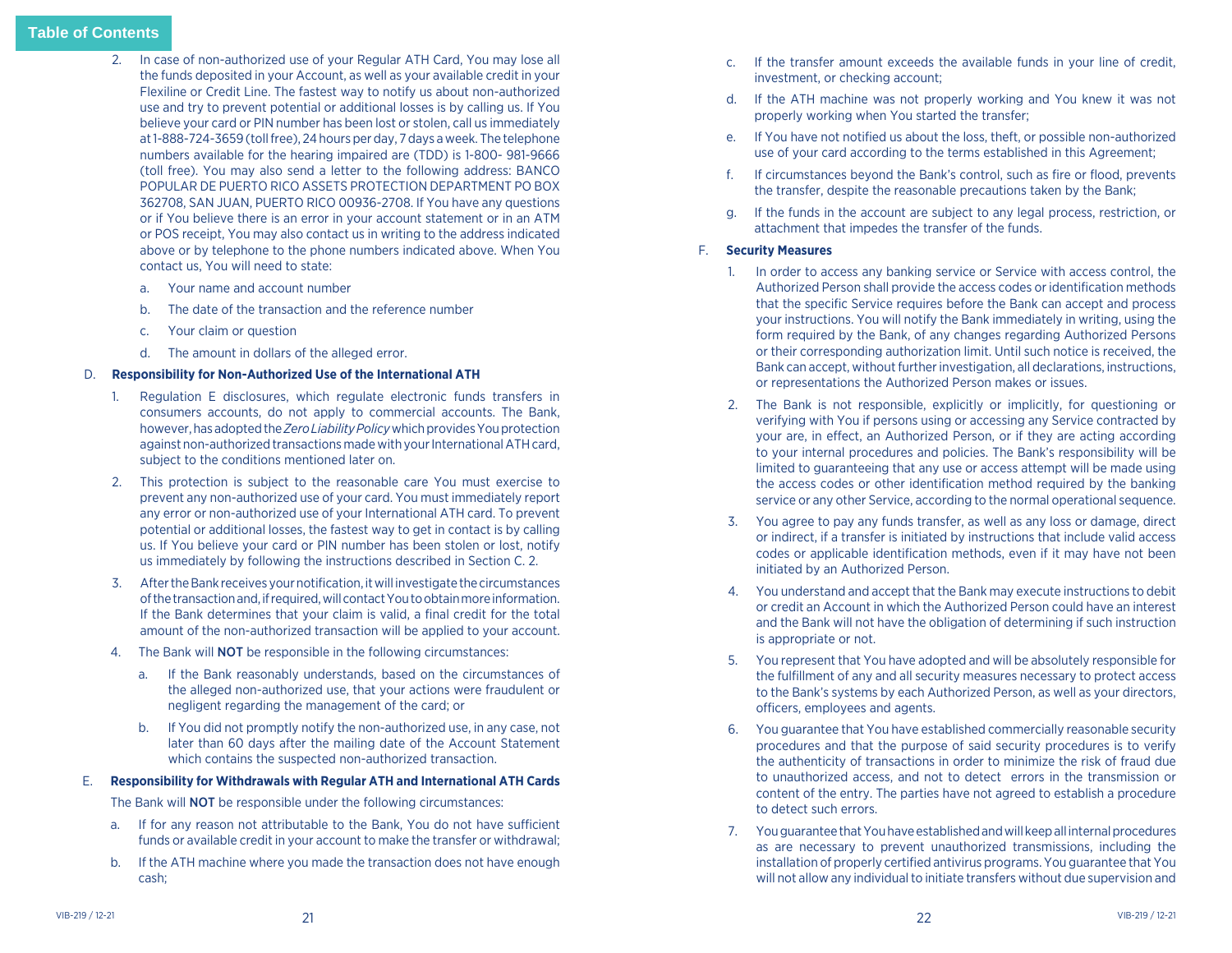2. In case of non-authorized use of your Regular ATH Card, You may lose all the funds deposited in your Account, as well as your available credit in your Flexiline or Credit Line. The fastest way to notify us about non-authorized use and try to prevent potential or additional losses is by calling us. If You believe your card or PIN number has been lost or stolen, call us immediately at 1-888-724-3659 (toll free), 24 hours per day, 7 days a week. The telephone numbers available for the hearing impaired are (TDD) is 1-800- 981-9666 (toll free). You may also send a letter to the following address: BANCO POPULAR DE PUERTO RICO ASSETS PROTECTION DEPARTMENT PO BOX 362708, SAN JUAN, PUERTO RICO 00936-2708. If You have any questions or if You believe there is an error in your account statement or in an ATM or POS receipt, You may also contact us in writing to the address indicated above or by telephone to the phone numbers indicated above. When You contact us, You will need to state:

   a. Your name and account number
   b. The date of the transaction and the reference number
   c. Your claim or question
   d. The amount in dollars of the alleged error.

D. **Responsibility for Non-Authorized Use of the International ATH**

1. Regulation E disclosures, which regulate electronic funds transfers in consumers accounts, do not apply to commercial accounts. The Bank, however, has adopted the *Zero Liability Policy* which provides You protection against non-authorized transactions made with your International ATH card, subject to the conditions mentioned later on.
2. This protection is subject to the reasonable care You must exercise to prevent any non-authorized use of your card. You must immediately report any error or non-authorized use of your International ATH card. To prevent potential or additional losses, the fastest way to get in contact is by calling us. If You believe your card or PIN number has been stolen or lost, notify us immediately by following the instructions described in Section C. 2.
3. After the Bank receives your notification, it will investigate the circumstances of the transaction and, if required, will contact You to obtain more information. If the Bank determines that your claim is valid, a final credit for the total amount of the non-authorized transaction will be applied to your account.
4. The Bank will **NOT** be responsible in the following circumstances:
   a. If the Bank reasonably understands, based on the circumstances of the alleged non-authorized use, that your actions were fraudulent or negligent regarding the management of the card; or
   b. If You did not promptly notify the non-authorized use, in any case, not later than 60 days after the mailing date of the Account Statement which contains the suspected non-authorized transaction.

E. **Responsibility for Withdrawals with Regular ATH and International ATH Cards**

The Bank will **NOT** be responsible under the following circumstances:

a. If for any reason not attributable to the Bank, You do not have sufficient funds or available credit in your account to make the transfer or withdrawal;
b. If the ATH machine where you made the transaction does not have enough cash;
c. If the transfer amount exceeds the available funds in your line of credit, investment, or checking account;
d. If the ATH machine was not properly working and You knew it was not properly working when You started the transfer;
e. If You have not notified us about the loss, theft, or possible non-authorized use of your card according to the terms established in this Agreement;
f. If circumstances beyond the Bank's control, such as fire or flood, prevents the transfer, despite the reasonable precautions taken by the Bank;
g. If the funds in the account are subject to any legal process, restriction, or attachment that impedes the transfer of the funds.

F. **Security Measures**

1. In order to access any banking service or Service with access control, the Authorized Person shall provide the access codes or identification methods that the specific Service requires before the Bank can accept and process your instructions. You will notify the Bank immediately in writing, using the form required by the Bank, of any changes regarding Authorized Persons or their corresponding authorization limit. Until such notice is received, the Bank can accept, without further investigation, all declarations, instructions, or representations the Authorized Person makes or issues.
2. The Bank is not responsible, explicitly or implicitly, for questioning or verifying with You if persons using or accessing any Service contracted by your are, in effect, an Authorized Person, or if they are acting according to your internal procedures and policies. The Bank's responsibility will be limited to guaranteeing that any use or access attempt will be made using the access codes or other identification method required by the banking service or any other Service, according to the normal operational sequence.
3. You agree to pay any funds transfer, as well as any loss or damage, direct or indirect, if a transfer is initiated by instructions that include valid access codes or applicable identification methods, even if it may have not been initiated by an Authorized Person.
4. You understand and accept that the Bank may execute instructions to debit or credit an Account in which the Authorized Person could have an interest and the Bank will not have the obligation of determining if such instruction is appropriate or not.
5. You represent that You have adopted and will be absolutely responsible for the fulfillment of any and all security measures necessary to protect access to the Bank's systems by each Authorized Person, as well as your directors, officers, employees and agents.
6. You guarantee that You have established commercially reasonable security procedures and that the purpose of said security procedures is to verify the authenticity of transactions in order to minimize the risk of fraud due to unauthorized access, and not to detect errors in the transmission or content of the entry. The parties have not agreed to establish a procedure to detect such errors.
7. You guarantee that You have established and will keep all internal procedures as are necessary to prevent unauthorized transmissions, including the installation of properly certified antivirus programs. You guarantee that You will not allow any individual to initiate transfers without due supervision and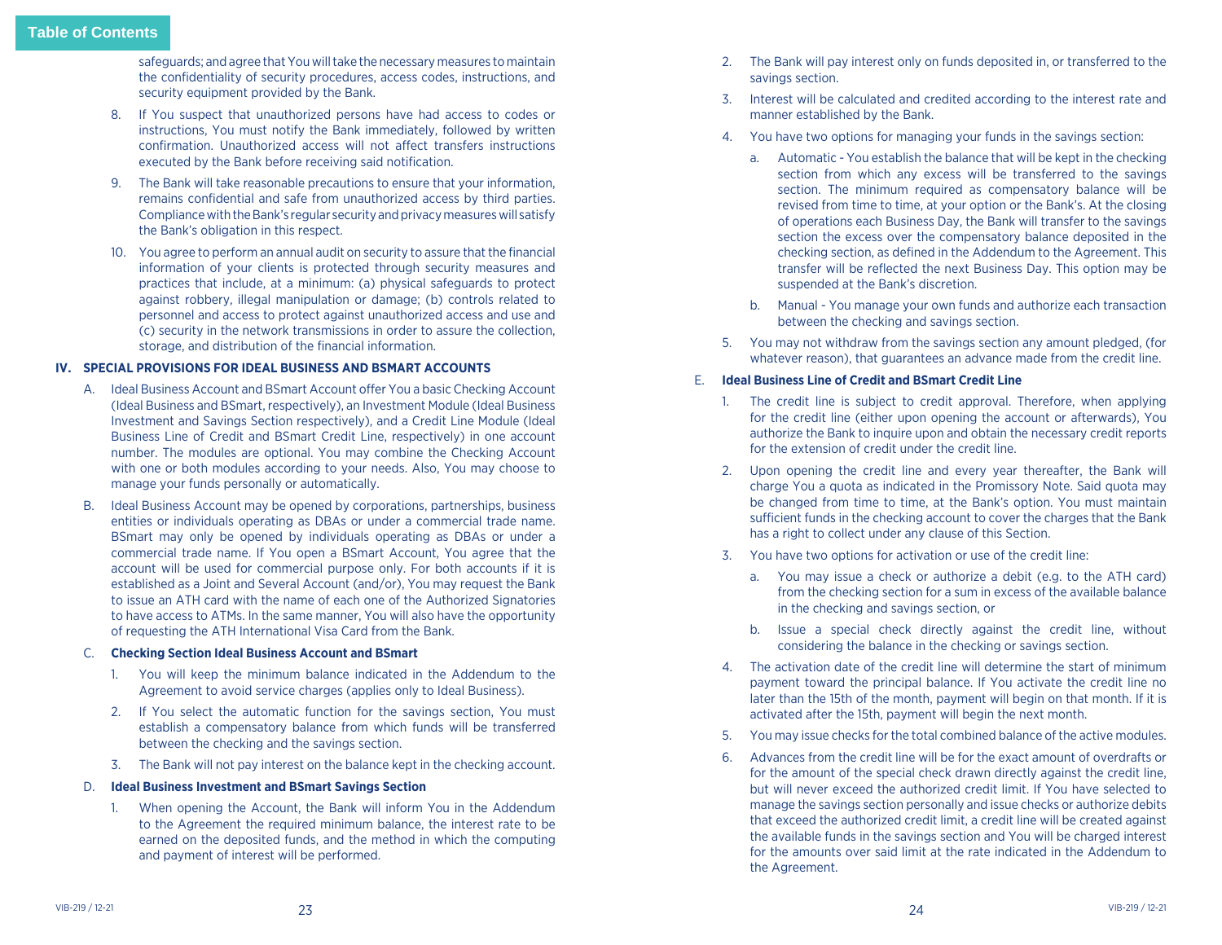safeguards; and agree that You will take the necessary measures to maintain the confidentiality of security procedures, access codes, instructions, and security equipment provided by the Bank.

8. If You suspect that unauthorized persons have had access to codes or instructions, You must notify the Bank immediately, followed by written confirmation. Unauthorized access will not affect transfers instructions executed by the Bank before receiving said notification.

9. The Bank will take reasonable precautions to ensure that your information, remains confidential and safe from unauthorized access by third parties. Compliance with the Bank's regular security and privacy measures will satisfy the Bank's obligation in this respect.

10. You agree to perform an annual audit on security to assure that the financial information of your clients is protected through security measures and practices that include, at a minimum: (a) physical safeguards to protect against robbery, illegal manipulation or damage; (b) controls related to personnel and access to protect against unauthorized access and use and (c) security in the network transmissions in order to assure the collection, storage, and distribution of the financial information.

## IV. SPECIAL PROVISIONS FOR IDEAL BUSINESS AND BSMART ACCOUNTS

A. Ideal Business Account and BSmart Account offer You a basic Checking Account (Ideal Business and BSmart, respectively), an Investment Module (Ideal Business Investment and Savings Section respectively), and a Credit Line Module (Ideal Business Line of Credit and BSmart Credit Line, respectively) in one account number. The modules are optional. You may combine the Checking Account with one or both modules according to your needs. Also, You may choose to manage your funds personally or automatically.

B. Ideal Business Account may be opened by corporations, partnerships, business entities or individuals operating as DBAs or under a commercial trade name. BSmart may only be opened by individuals operating as DBAs or under a commercial trade name. If You open a BSmart Account, You agree that the account will be used for commercial purpose only. For both accounts if it is established as a Joint and Several Account (and/or), You may request the Bank to issue an ATH card with the name of each one of the Authorized Signatories to have access to ATMs. In the same manner, You will also have the opportunity of requesting the ATH International Visa Card from the Bank.

### C. Checking Section Ideal Business Account and BSmart

1. You will keep the minimum balance indicated in the Addendum to the Agreement to avoid service charges (applies only to Ideal Business).

2. If You select the automatic function for the savings section, You must establish a compensatory balance from which funds will be transferred between the checking and the savings section.

3. The Bank will not pay interest on the balance kept in the checking account.

### D. Ideal Business Investment and BSmart Savings Section

1. When opening the Account, the Bank will inform You in the Addendum to the Agreement the required minimum balance, the interest rate to be earned on the deposited funds, and the method in which the computing and payment of interest will be performed.

2. The Bank will pay interest only on funds deposited in, or transferred to the savings section.

3. Interest will be calculated and credited according to the interest rate and manner established by the Bank.

4. You have two options for managing your funds in the savings section:

   a. Automatic - You establish the balance that will be kept in the checking section from which any excess will be transferred to the savings section. The minimum required as compensatory balance will be revised from time to time, at your option or the Bank's. At the closing of operations each Business Day, the Bank will transfer to the savings section the excess over the compensatory balance deposited in the checking section, as defined in the Addendum to the Agreement. This transfer will be reflected the next Business Day. This option may be suspended at the Bank's discretion.

   b. Manual - You manage your own funds and authorize each transaction between the checking and savings section.

5. You may not withdraw from the savings section any amount pledged, (for whatever reason), that guarantees an advance made from the credit line.

### E. Ideal Business Line of Credit and BSmart Credit Line

1. The credit line is subject to credit approval. Therefore, when applying for the credit line (either upon opening the account or afterwards), You authorize the Bank to inquire upon and obtain the necessary credit reports for the extension of credit under the credit line.

2. Upon opening the credit line and every year thereafter, the Bank will charge You a quota as indicated in the Promissory Note. Said quota may be changed from time to time, at the Bank's option. You must maintain sufficient funds in the checking account to cover the charges that the Bank has a right to collect under any clause of this Section.

3. You have two options for activation or use of the credit line:

   a. You may issue a check or authorize a debit (e.g. to the ATH card) from the checking section for a sum in excess of the available balance in the checking and savings section, or

   b. Issue a special check directly against the credit line, without considering the balance in the checking or savings section.

4. The activation date of the credit line will determine the start of minimum payment toward the principal balance. If You activate the credit line no later than the 15th of the month, payment will begin on that month. If it is activated after the 15th, payment will begin the next month.

5. You may issue checks for the total combined balance of the active modules.

6. Advances from the credit line will be for the exact amount of overdrafts or for the amount of the special check drawn directly against the credit line, but will never exceed the authorized credit limit. If You have selected to manage the savings section personally and issue checks or authorize debits that exceed the authorized credit limit, a credit line will be created against the available funds in the savings section and You will be charged interest for the amounts over said limit at the rate indicated in the Addendum to the Agreement.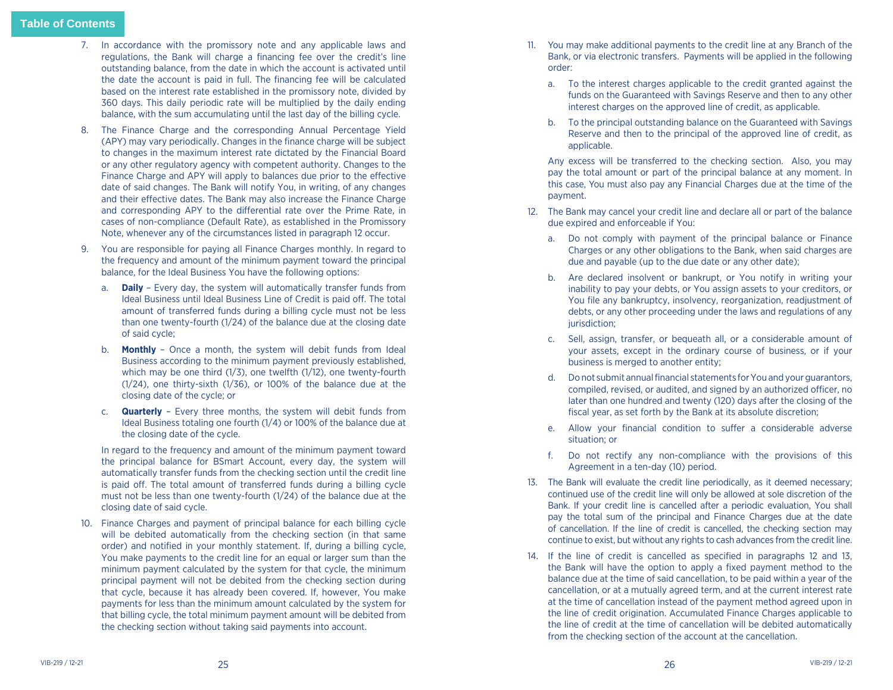7. In accordance with the promissory note and any applicable laws and regulations, the Bank will charge a financing fee over the credit's line outstanding balance, from the date in which the account is activated until the date the account is paid in full. The financing fee will be calculated based on the interest rate established in the promissory note, divided by 360 days. This daily periodic rate will be multiplied by the daily ending balance, with the sum accumulating until the last day of the billing cycle.

8. The Finance Charge and the corresponding Annual Percentage Yield (APY) may vary periodically. Changes in the finance charge will be subject to changes in the maximum interest rate dictated by the Financial Board or any other regulatory agency with competent authority. Changes to the Finance Charge and APY will apply to balances due prior to the effective date of said changes. The Bank will notify You, in writing, of any changes and their effective dates. The Bank may also increase the Finance Charge and corresponding APY to the differential rate over the Prime Rate, in cases of non-compliance (Default Rate), as established in the Promissory Note, whenever any of the circumstances listed in paragraph 12 occur.

9. You are responsible for paying all Finance Charges monthly. In regard to the frequency and amount of the minimum payment toward the principal balance, for the Ideal Business You have the following options:

   a. **Daily** – Every day, the system will automatically transfer funds from Ideal Business until Ideal Business Line of Credit is paid off. The total amount of transferred funds during a billing cycle must not be less than one twenty-fourth (1/24) of the balance due at the closing date of said cycle;

   b. **Monthly** – Once a month, the system will debit funds from Ideal Business according to the minimum payment previously established, which may be one third (1/3), one twelfth (1/12), one twenty-fourth (1/24), one thirty-sixth (1/36), or 100% of the balance due at the closing date of the cycle; or

   c. **Quarterly** – Every three months, the system will debit funds from Ideal Business totaling one fourth (1/4) or 100% of the balance due at the closing date of the cycle.

   In regard to the frequency and amount of the minimum payment toward the principal balance for BSmart Account, every day, the system will automatically transfer funds from the checking section until the credit line is paid off. The total amount of transferred funds during a billing cycle must not be less than one twenty-fourth (1/24) of the balance due at the closing date of said cycle.

10. Finance Charges and payment of principal balance for each billing cycle will be debited automatically from the checking section (in that same order) and notified in your monthly statement. If, during a billing cycle, You make payments to the credit line for an equal or larger sum than the minimum payment calculated by the system for that cycle, the minimum principal payment will not be debited from the checking section during that cycle, because it has already been covered. If, however, You make payments for less than the minimum amount calculated by the system for that billing cycle, the total minimum payment amount will be debited from the checking section without taking said payments into account.

11. You may make additional payments to the credit line at any Branch of the Bank, or via electronic transfers. Payments will be applied in the following order:

    a. To the interest charges applicable to the credit granted against the funds on the Guaranteed with Savings Reserve and then to any other interest charges on the approved line of credit, as applicable.

    b. To the principal outstanding balance on the Guaranteed with Savings Reserve and then to the principal of the approved line of credit, as applicable.

    Any excess will be transferred to the checking section. Also, you may pay the total amount or part of the principal balance at any moment. In this case, You must also pay any Financial Charges due at the time of the payment.

12. The Bank may cancel your credit line and declare all or part of the balance due expired and enforceable if You:

    a. Do not comply with payment of the principal balance or Finance Charges or any other obligations to the Bank, when said charges are due and payable (up to the due date or any other date);

    b. Are declared insolvent or bankrupt, or You notify in writing your inability to pay your debts, or You assign assets to your creditors, or You file any bankruptcy, insolvency, reorganization, readjustment of debts, or any other proceeding under the laws and regulations of any jurisdiction;

    c. Sell, assign, transfer, or bequeath all, or a considerable amount of your assets, except in the ordinary course of business, or if your business is merged to another entity;

    d. Do not submit annual financial statements for You and your guarantors, compiled, revised, or audited, and signed by an authorized officer, no later than one hundred and twenty (120) days after the closing of the fiscal year, as set forth by the Bank at its absolute discretion;

    e. Allow your financial condition to suffer a considerable adverse situation; or

    f. Do not rectify any non-compliance with the provisions of this Agreement in a ten-day (10) period.

13. The Bank will evaluate the credit line periodically, as it deemed necessary; continued use of the credit line will only be allowed at sole discretion of the Bank. If your credit line is cancelled after a periodic evaluation, You shall pay the total sum of the principal and Finance Charges due at the date of cancellation. If the line of credit is cancelled, the checking section may continue to exist, but without any rights to cash advances from the credit line.

14. If the line of credit is cancelled as specified in paragraphs 12 and 13, the Bank will have the option to apply a fixed payment method to the balance due at the time of said cancellation, to be paid within a year of the cancellation, or at a mutually agreed term, and at the current interest rate at the time of cancellation instead of the payment method agreed upon in the line of credit origination. Accumulated Finance Charges applicable to the line of credit at the time of cancellation will be debited automatically from the checking section of the account at the cancellation.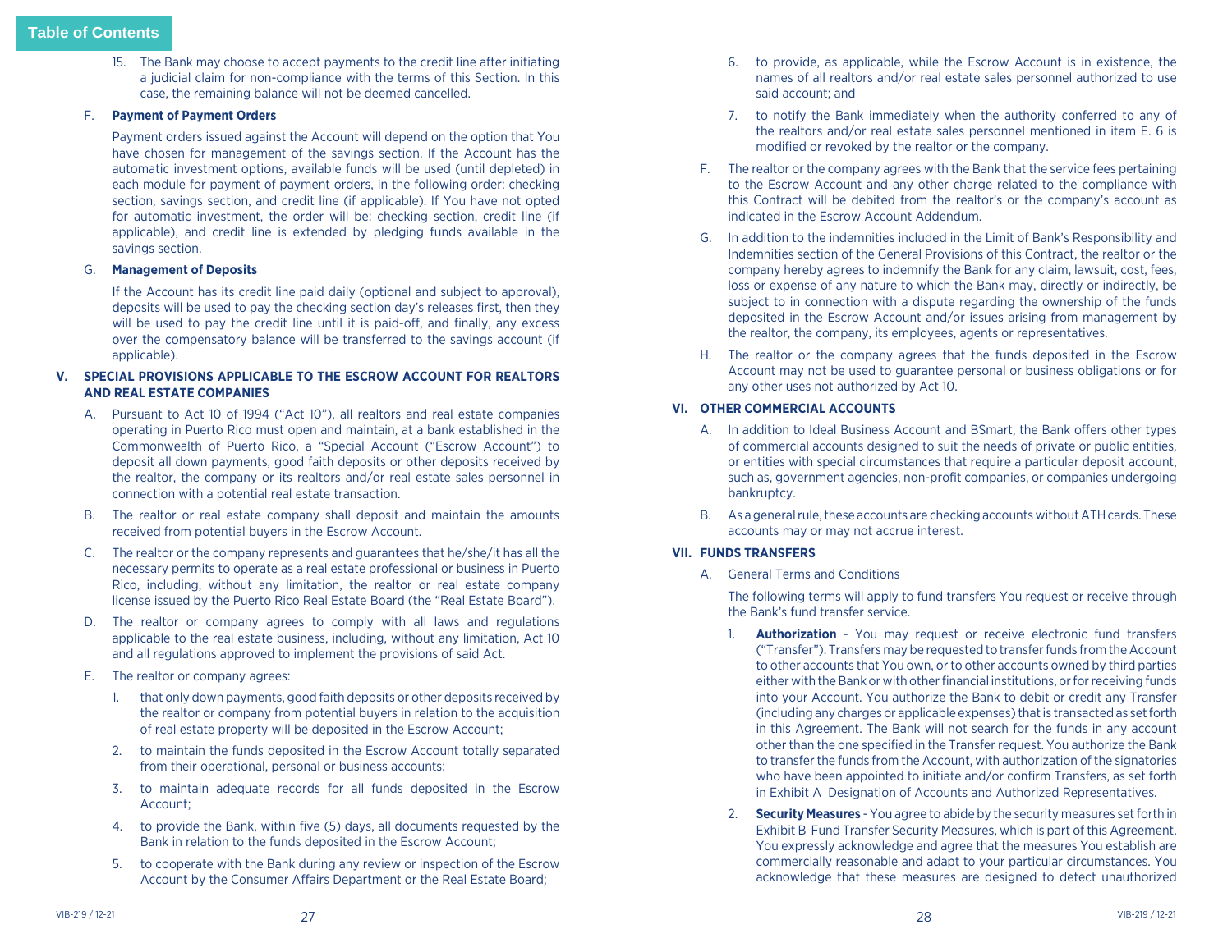15. The Bank may choose to accept payments to the credit line after initiating a judicial claim for non-compliance with the terms of this Section. In this case, the remaining balance will not be deemed cancelled.

F. **Payment of Payment Orders**

Payment orders issued against the Account will depend on the option that You have chosen for management of the savings section. If the Account has the automatic investment options, available funds will be used (until depleted) in each module for payment of payment orders, in the following order: checking section, savings section, and credit line (if applicable). If You have not opted for automatic investment, the order will be: checking section, credit line (if applicable), and credit line is extended by pledging funds available in the savings section.

G. **Management of Deposits**

If the Account has its credit line paid daily (optional and subject to approval), deposits will be used to pay the checking section day's releases first, then they will be used to pay the credit line until it is paid-off, and finally, any excess over the compensatory balance will be transferred to the savings account (if applicable).

## V. SPECIAL PROVISIONS APPLICABLE TO THE ESCROW ACCOUNT FOR REALTORS AND REAL ESTATE COMPANIES

A. Pursuant to Act 10 of 1994 ("Act 10"), all realtors and real estate companies operating in Puerto Rico must open and maintain, at a bank established in the Commonwealth of Puerto Rico, a "Special Account ("Escrow Account") to deposit all down payments, good faith deposits or other deposits received by the realtor, the company or its realtors and/or real estate sales personnel in connection with a potential real estate transaction.

B. The realtor or real estate company shall deposit and maintain the amounts received from potential buyers in the Escrow Account.

C. The realtor or the company represents and guarantees that he/she/it has all the necessary permits to operate as a real estate professional or business in Puerto Rico, including, without any limitation, the realtor or real estate company license issued by the Puerto Rico Real Estate Board (the "Real Estate Board").

D. The realtor or company agrees to comply with all laws and regulations applicable to the real estate business, including, without any limitation, Act 10 and all regulations approved to implement the provisions of said Act.

E. The realtor or company agrees:

1. that only down payments, good faith deposits or other deposits received by the realtor or company from potential buyers in relation to the acquisition of real estate property will be deposited in the Escrow Account;
2. to maintain the funds deposited in the Escrow Account totally separated from their operational, personal or business accounts:
3. to maintain adequate records for all funds deposited in the Escrow Account;
4. to provide the Bank, within five (5) days, all documents requested by the Bank in relation to the funds deposited in the Escrow Account;
5. to cooperate with the Bank during any review or inspection of the Escrow Account by the Consumer Affairs Department or the Real Estate Board;
6. to provide, as applicable, while the Escrow Account is in existence, the names of all realtors and/or real estate sales personnel authorized to use said account; and
7. to notify the Bank immediately when the authority conferred to any of the realtors and/or real estate sales personnel mentioned in item E. 6 is modified or revoked by the realtor or the company.

F. The realtor or the company agrees with the Bank that the service fees pertaining to the Escrow Account and any other charge related to the compliance with this Contract will be debited from the realtor's or the company's account as indicated in the Escrow Account Addendum.

G. In addition to the indemnities included in the Limit of Bank's Responsibility and Indemnities section of the General Provisions of this Contract, the realtor or the company hereby agrees to indemnify the Bank for any claim, lawsuit, cost, fees, loss or expense of any nature to which the Bank may, directly or indirectly, be subject to in connection with a dispute regarding the ownership of the funds deposited in the Escrow Account and/or issues arising from management by the realtor, the company, its employees, agents or representatives.

H. The realtor or the company agrees that the funds deposited in the Escrow Account may not be used to guarantee personal or business obligations or for any other uses not authorized by Act 10.

## VI. OTHER COMMERCIAL ACCOUNTS

A. In addition to Ideal Business Account and BSmart, the Bank offers other types of commercial accounts designed to suit the needs of private or public entities, or entities with special circumstances that require a particular deposit account, such as, government agencies, non-profit companies, or companies undergoing bankruptcy.

B. As a general rule, these accounts are checking accounts without ATH cards. These accounts may or may not accrue interest.

## VII. FUNDS TRANSFERS

A. General Terms and Conditions

The following terms will apply to fund transfers You request or receive through the Bank's fund transfer service.

1. **Authorization** - You may request or receive electronic fund transfers ("Transfer"). Transfers may be requested to transfer funds from the Account to other accounts that You own, or to other accounts owned by third parties either with the Bank or with other financial institutions, or for receiving funds into your Account. You authorize the Bank to debit or credit any Transfer (including any charges or applicable expenses) that is transacted as set forth in this Agreement. The Bank will not search for the funds in any account other than the one specified in the Transfer request. You authorize the Bank to transfer the funds from the Account, with authorization of the signatories who have been appointed to initiate and/or confirm Transfers, as set forth in Exhibit A Designation of Accounts and Authorized Representatives.
2. **Security Measures** - You agree to abide by the security measures set forth in Exhibit B Fund Transfer Security Measures, which is part of this Agreement. You expressly acknowledge and agree that the measures You establish are commercially reasonable and adapt to your particular circumstances. You acknowledge that these measures are designed to detect unauthorized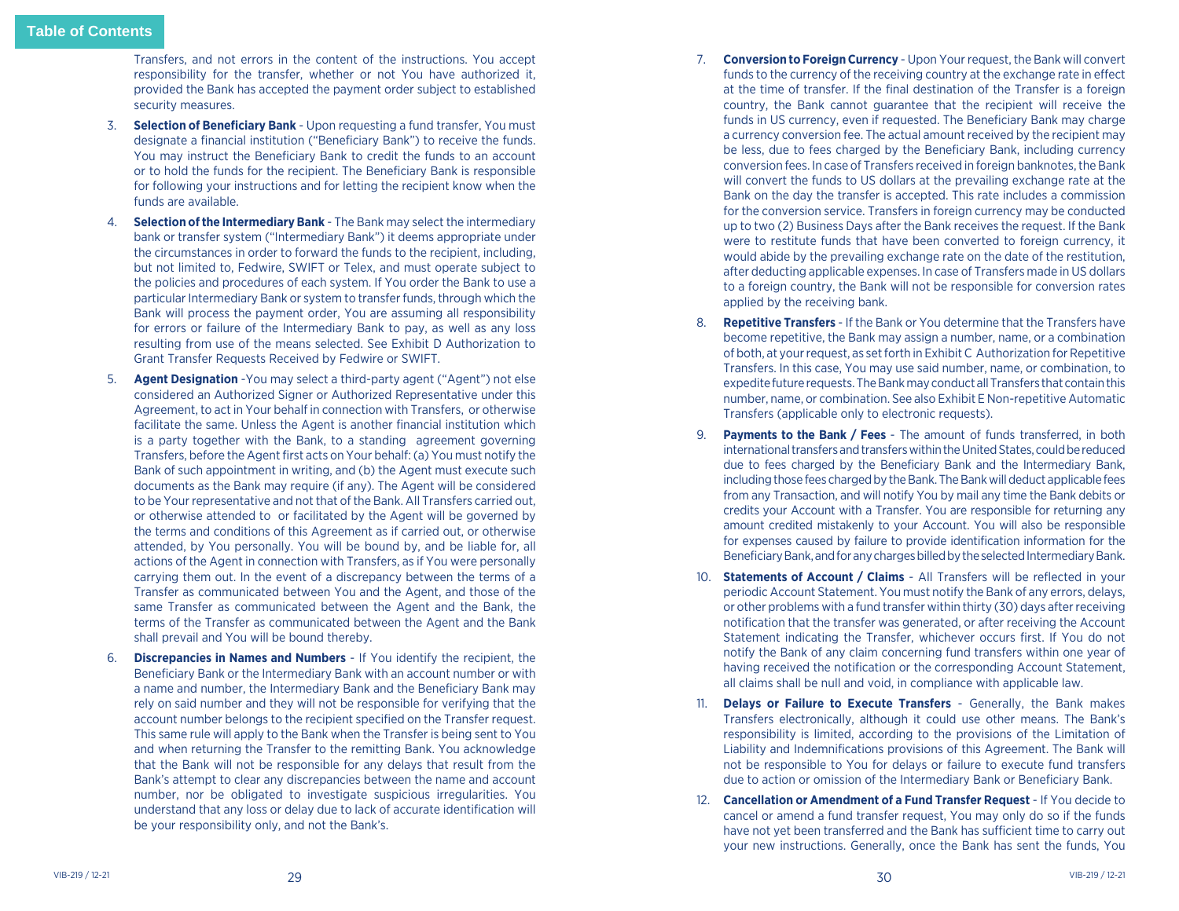Transfers, and not errors in the content of the instructions. You accept responsibility for the transfer, whether or not You have authorized it, provided the Bank has accepted the payment order subject to established security measures.

3. **Selection of Beneficiary Bank** - Upon requesting a fund transfer, You must designate a financial institution ("Beneficiary Bank") to receive the funds. You may instruct the Beneficiary Bank to credit the funds to an account or to hold the funds for the recipient. The Beneficiary Bank is responsible for following your instructions and for letting the recipient know when the funds are available.

4. **Selection of the Intermediary Bank** - The Bank may select the intermediary bank or transfer system ("Intermediary Bank") it deems appropriate under the circumstances in order to forward the funds to the recipient, including, but not limited to, Fedwire, SWIFT or Telex, and must operate subject to the policies and procedures of each system. If You order the Bank to use a particular Intermediary Bank or system to transfer funds, through which the Bank will process the payment order, You are assuming all responsibility for errors or failure of the Intermediary Bank to pay, as well as any loss resulting from use of the means selected. See Exhibit D Authorization to Grant Transfer Requests Received by Fedwire or SWIFT.

5. **Agent Designation** -You may select a third-party agent ("Agent") not else considered an Authorized Signer or Authorized Representative under this Agreement, to act in Your behalf in connection with Transfers, or otherwise facilitate the same. Unless the Agent is another financial institution which is a party together with the Bank, to a standing agreement governing Transfers, before the Agent first acts on Your behalf: (a) You must notify the Bank of such appointment in writing, and (b) the Agent must execute such documents as the Bank may require (if any). The Agent will be considered to be Your representative and not that of the Bank. All Transfers carried out, or otherwise attended to or facilitated by the Agent will be governed by the terms and conditions of this Agreement as if carried out, or otherwise attended, by You personally. You will be bound by, and be liable for, all actions of the Agent in connection with Transfers, as if You were personally carrying them out. In the event of a discrepancy between the terms of a Transfer as communicated between You and the Agent, and those of the same Transfer as communicated between the Agent and the Bank, the terms of the Transfer as communicated between the Agent and the Bank shall prevail and You will be bound thereby.

6. **Discrepancies in Names and Numbers** - If You identify the recipient, the Beneficiary Bank or the Intermediary Bank with an account number or with a name and number, the Intermediary Bank and the Beneficiary Bank may rely on said number and they will not be responsible for verifying that the account number belongs to the recipient specified on the Transfer request. This same rule will apply to the Bank when the Transfer is being sent to You and when returning the Transfer to the remitting Bank. You acknowledge that the Bank will not be responsible for any delays that result from the Bank's attempt to clear any discrepancies between the name and account number, nor be obligated to investigate suspicious irregularities. You understand that any loss or delay due to lack of accurate identification will be your responsibility only, and not the Bank's.

7. **Conversion to Foreign Currency** - Upon Your request, the Bank will convert funds to the currency of the receiving country at the exchange rate in effect at the time of transfer. If the final destination of the Transfer is a foreign country, the Bank cannot guarantee that the recipient will receive the funds in US currency, even if requested. The Beneficiary Bank may charge a currency conversion fee. The actual amount received by the recipient may be less, due to fees charged by the Beneficiary Bank, including currency conversion fees. In case of Transfers received in foreign banknotes, the Bank will convert the funds to US dollars at the prevailing exchange rate at the Bank on the day the transfer is accepted. This rate includes a commission for the conversion service. Transfers in foreign currency may be conducted up to two (2) Business Days after the Bank receives the request. If the Bank were to restitute funds that have been converted to foreign currency, it would abide by the prevailing exchange rate on the date of the restitution, after deducting applicable expenses. In case of Transfers made in US dollars to a foreign country, the Bank will not be responsible for conversion rates applied by the receiving bank.

8. **Repetitive Transfers** - If the Bank or You determine that the Transfers have become repetitive, the Bank may assign a number, name, or a combination of both, at your request, as set forth in Exhibit C Authorization for Repetitive Transfers. In this case, You may use said number, name, or combination, to expedite future requests. The Bank may conduct all Transfers that contain this number, name, or combination. See also Exhibit E Non-repetitive Automatic Transfers (applicable only to electronic requests).

9. **Payments to the Bank / Fees** - The amount of funds transferred, in both international transfers and transfers within the United States, could be reduced due to fees charged by the Beneficiary Bank and the Intermediary Bank, including those fees charged by the Bank. The Bank will deduct applicable fees from any Transaction, and will notify You by mail any time the Bank debits or credits your Account with a Transfer. You are responsible for returning any amount credited mistakenly to your Account. You will also be responsible for expenses caused by failure to provide identification information for the Beneficiary Bank, and for any charges billed by the selected Intermediary Bank.

10. **Statements of Account / Claims** - All Transfers will be reflected in your periodic Account Statement. You must notify the Bank of any errors, delays, or other problems with a fund transfer within thirty (30) days after receiving notification that the transfer was generated, or after receiving the Account Statement indicating the Transfer, whichever occurs first. If You do not notify the Bank of any claim concerning fund transfers within one year of having received the notification or the corresponding Account Statement, all claims shall be null and void, in compliance with applicable law.

11. **Delays or Failure to Execute Transfers** - Generally, the Bank makes Transfers electronically, although it could use other means. The Bank's responsibility is limited, according to the provisions of the Limitation of Liability and Indemnifications provisions of this Agreement. The Bank will not be responsible to You for delays or failure to execute fund transfers due to action or omission of the Intermediary Bank or Beneficiary Bank.

12. **Cancellation or Amendment of a Fund Transfer Request** - If You decide to cancel or amend a fund transfer request, You may only do so if the funds have not yet been transferred and the Bank has sufficient time to carry out your new instructions. Generally, once the Bank has sent the funds, You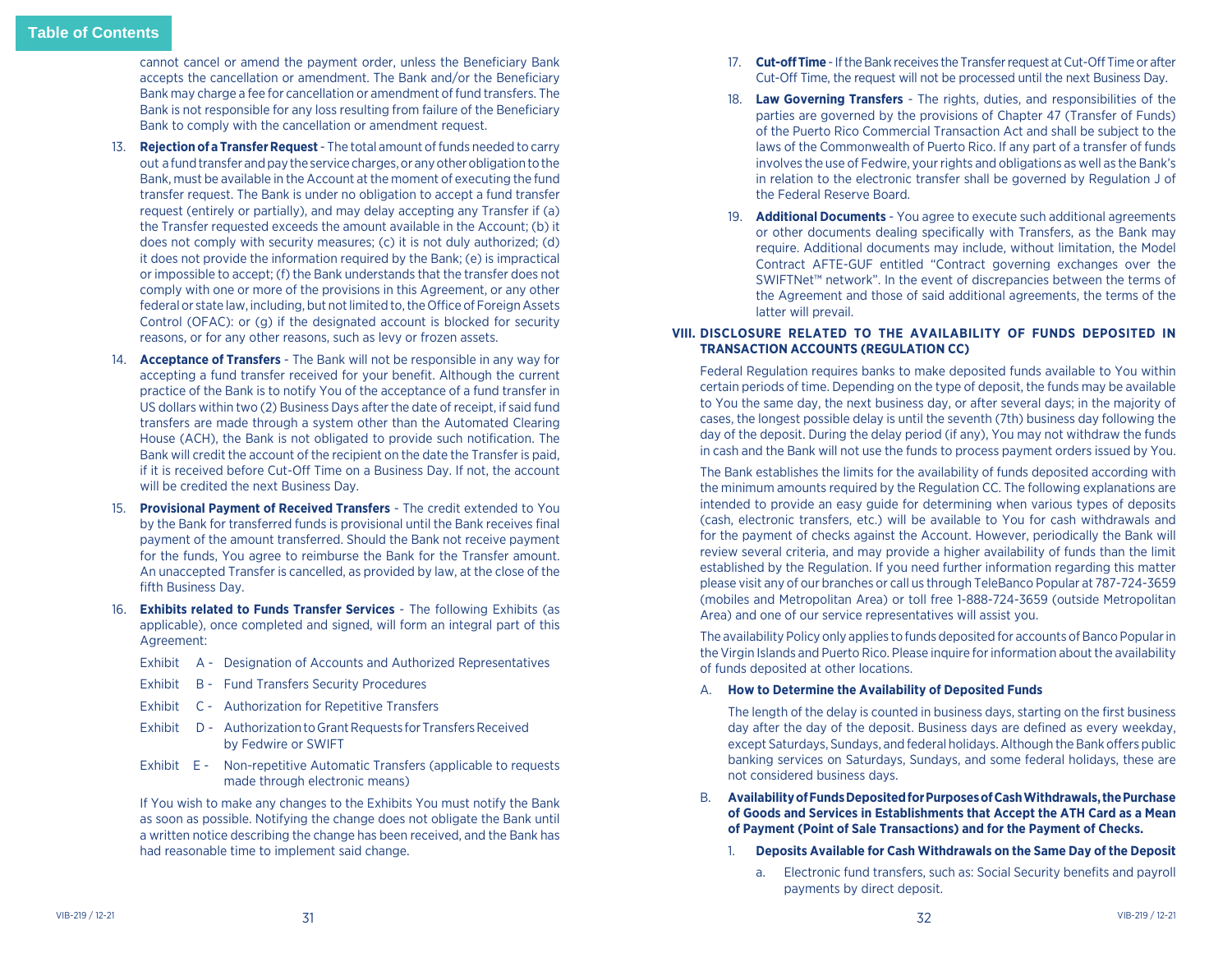cannot cancel or amend the payment order, unless the Beneficiary Bank accepts the cancellation or amendment. The Bank and/or the Beneficiary Bank may charge a fee for cancellation or amendment of fund transfers. The Bank is not responsible for any loss resulting from failure of the Beneficiary Bank to comply with the cancellation or amendment request.

13. **Rejection of a Transfer Request** - The total amount of funds needed to carry out a fund transfer and pay the service charges, or any other obligation to the Bank, must be available in the Account at the moment of executing the fund transfer request. The Bank is under no obligation to accept a fund transfer request (entirely or partially), and may delay accepting any Transfer if (a) the Transfer requested exceeds the amount available in the Account; (b) it does not comply with security measures; (c) it is not duly authorized; (d) it does not provide the information required by the Bank; (e) is impractical or impossible to accept; (f) the Bank understands that the transfer does not comply with one or more of the provisions in this Agreement, or any other federal or state law, including, but not limited to, the Office of Foreign Assets Control (OFAC): or (g) if the designated account is blocked for security reasons, or for any other reasons, such as levy or frozen assets.

14. **Acceptance of Transfers** - The Bank will not be responsible in any way for accepting a fund transfer received for your benefit. Although the current practice of the Bank is to notify You of the acceptance of a fund transfer in US dollars within two (2) Business Days after the date of receipt, if said fund transfers are made through a system other than the Automated Clearing House (ACH), the Bank is not obligated to provide such notification. The Bank will credit the account of the recipient on the date the Transfer is paid, if it is received before Cut-Off Time on a Business Day. If not, the account will be credited the next Business Day.

15. **Provisional Payment of Received Transfers** - The credit extended to You by the Bank for transferred funds is provisional until the Bank receives final payment of the amount transferred. Should the Bank not receive payment for the funds, You agree to reimburse the Bank for the Transfer amount. An unaccepted Transfer is cancelled, as provided by law, at the close of the fifth Business Day.

16. **Exhibits related to Funds Transfer Services** - The following Exhibits (as applicable), once completed and signed, will form an integral part of this Agreement:

    Exhibit A - Designation of Accounts and Authorized Representatives

    Exhibit B - Fund Transfers Security Procedures

    Exhibit C - Authorization for Repetitive Transfers

    Exhibit D - Authorization to Grant Requests for Transfers Received by Fedwire or SWIFT

    Exhibit E - Non-repetitive Automatic Transfers (applicable to requests made through electronic means)

    If You wish to make any changes to the Exhibits You must notify the Bank as soon as possible. Notifying the change does not obligate the Bank until a written notice describing the change has been received, and the Bank has had reasonable time to implement said change.

17. **Cut-off Time** - If the Bank receives the Transfer request at Cut-Off Time or after Cut-Off Time, the request will not be processed until the next Business Day.

18. **Law Governing Transfers** - The rights, duties, and responsibilities of the parties are governed by the provisions of Chapter 47 (Transfer of Funds) of the Puerto Rico Commercial Transaction Act and shall be subject to the laws of the Commonwealth of Puerto Rico. If any part of a transfer of funds involves the use of Fedwire, your rights and obligations as well as the Bank's in relation to the electronic transfer shall be governed by Regulation J of the Federal Reserve Board.

19. **Additional Documents** - You agree to execute such additional agreements or other documents dealing specifically with Transfers, as the Bank may require. Additional documents may include, without limitation, the Model Contract AFTE-GUF entitled "Contract governing exchanges over the SWIFTNet™ network". In the event of discrepancies between the terms of the Agreement and those of said additional agreements, the terms of the latter will prevail.

## VIII. DISCLOSURE RELATED TO THE AVAILABILITY OF FUNDS DEPOSITED IN TRANSACTION ACCOUNTS (REGULATION CC)

Federal Regulation requires banks to make deposited funds available to You within certain periods of time. Depending on the type of deposit, the funds may be available to You the same day, the next business day, or after several days; in the majority of cases, the longest possible delay is until the seventh (7th) business day following the day of the deposit. During the delay period (if any), You may not withdraw the funds in cash and the Bank will not use the funds to process payment orders issued by You.

The Bank establishes the limits for the availability of funds deposited according with the minimum amounts required by the Regulation CC. The following explanations are intended to provide an easy guide for determining when various types of deposits (cash, electronic transfers, etc.) will be available to You for cash withdrawals and for the payment of checks against the Account. However, periodically the Bank will review several criteria, and may provide a higher availability of funds than the limit established by the Regulation. If you need further information regarding this matter please visit any of our branches or call us through TeleBanco Popular at 787-724-3659 (mobiles and Metropolitan Area) or toll free 1-888-724-3659 (outside Metropolitan Area) and one of our service representatives will assist you.

The availability Policy only applies to funds deposited for accounts of Banco Popular in the Virgin Islands and Puerto Rico. Please inquire for information about the availability of funds deposited at other locations.

### A. How to Determine the Availability of Deposited Funds

The length of the delay is counted in business days, starting on the first business day after the day of the deposit. Business days are defined as every weekday, except Saturdays, Sundays, and federal holidays. Although the Bank offers public banking services on Saturdays, Sundays, and some federal holidays, these are not considered business days.

### B. Availability of Funds Deposited for Purposes of Cash Withdrawals, the Purchase of Goods and Services in Establishments that Accept the ATH Card as a Mean of Payment (Point of Sale Transactions) and for the Payment of Checks.

1. **Deposits Available for Cash Withdrawals on the Same Day of the Deposit**

    a. Electronic fund transfers, such as: Social Security benefits and payroll payments by direct deposit.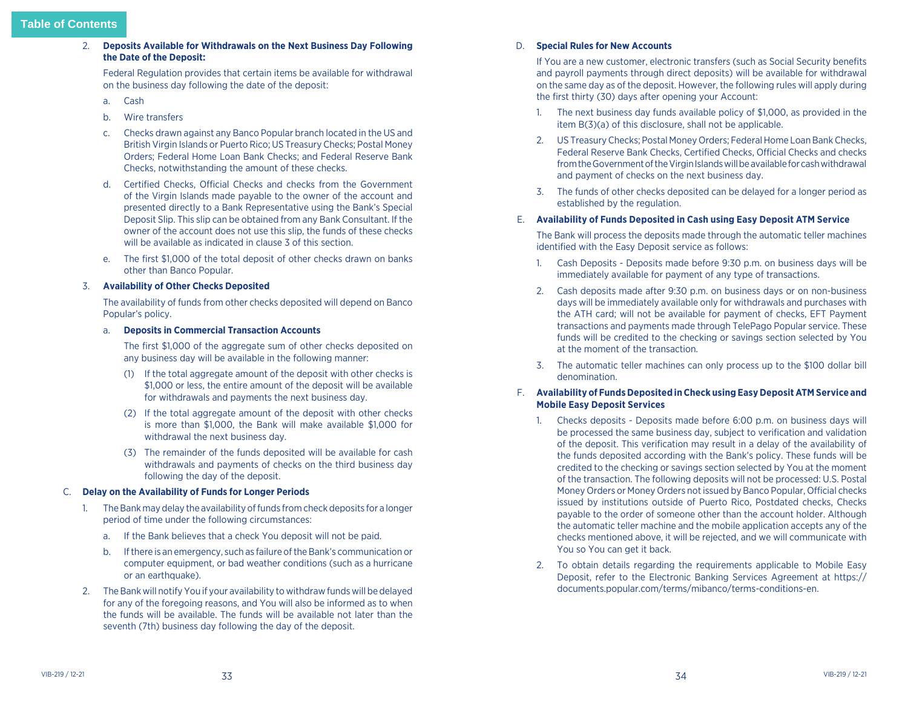2. **Deposits Available for Withdrawals on the Next Business Day Following the Date of the Deposit:**

   Federal Regulation provides that certain items be available for withdrawal on the business day following the date of the deposit:

   a. Cash

   b. Wire transfers

   c. Checks drawn against any Banco Popular branch located in the US and British Virgin Islands or Puerto Rico; US Treasury Checks; Postal Money Orders; Federal Home Loan Bank Checks; and Federal Reserve Bank Checks, notwithstanding the amount of these checks.

   d. Certified Checks, Official Checks and checks from the Government of the Virgin Islands made payable to the owner of the account and presented directly to a Bank Representative using the Bank's Special Deposit Slip. This slip can be obtained from any Bank Consultant. If the owner of the account does not use this slip, the funds of these checks will be available as indicated in clause 3 of this section.

   e. The first $1,000 of the total deposit of other checks drawn on banks other than Banco Popular.

3. **Availability of Other Checks Deposited**

   The availability of funds from other checks deposited will depend on Banco Popular's policy.

   a. **Deposits in Commercial Transaction Accounts**

      The first $1,000 of the aggregate sum of other checks deposited on any business day will be available in the following manner:

      (1) If the total aggregate amount of the deposit with other checks is $1,000 or less, the entire amount of the deposit will be available for withdrawals and payments the next business day.

      (2) If the total aggregate amount of the deposit with other checks is more than $1,000, the Bank will make available $1,000 for withdrawal the next business day.

      (3) The remainder of the funds deposited will be available for cash withdrawals and payments of checks on the third business day following the day of the deposit.

C. **Delay on the Availability of Funds for Longer Periods**

1. The Bank may delay the availability of funds from check deposits for a longer period of time under the following circumstances:

   a. If the Bank believes that a check You deposit will not be paid.

   b. If there is an emergency, such as failure of the Bank's communication or computer equipment, or bad weather conditions (such as a hurricane or an earthquake).

2. The Bank will notify You if your availability to withdraw funds will be delayed for any of the foregoing reasons, and You will also be informed as to when the funds will be available. The funds will be available not later than the seventh (7th) business day following the day of the deposit.

D. **Special Rules for New Accounts**

If You are a new customer, electronic transfers (such as Social Security benefits and payroll payments through direct deposits) will be available for withdrawal on the same day as of the deposit. However, the following rules will apply during the first thirty (30) days after opening your Account:

1. The next business day funds available policy of $1,000, as provided in the item B(3)(a) of this disclosure, shall not be applicable.

2. US Treasury Checks; Postal Money Orders; Federal Home Loan Bank Checks, Federal Reserve Bank Checks, Certified Checks, Official Checks and checks from the Government of the Virgin Islands will be available for cash withdrawal and payment of checks on the next business day.

3. The funds of other checks deposited can be delayed for a longer period as established by the regulation.

E. **Availability of Funds Deposited in Cash using Easy Deposit ATM Service**

The Bank will process the deposits made through the automatic teller machines identified with the Easy Deposit service as follows:

1. Cash Deposits - Deposits made before 9:30 p.m. on business days will be immediately available for payment of any type of transactions.

2. Cash deposits made after 9:30 p.m. on business days or on non-business days will be immediately available only for withdrawals and purchases with the ATH card; will not be available for payment of checks, EFT Payment transactions and payments made through TelePago Popular service. These funds will be credited to the checking or savings section selected by You at the moment of the transaction.

3. The automatic teller machines can only process up to the $100 dollar bill denomination.

F. **Availability of Funds Deposited in Check using Easy Deposit ATM Service and Mobile Easy Deposit Services**

1. Checks deposits - Deposits made before 6:00 p.m. on business days will be processed the same business day, subject to verification and validation of the deposit. This verification may result in a delay of the availability of the funds deposited according with the Bank's policy. These funds will be credited to the checking or savings section selected by You at the moment of the transaction. The following deposits will not be processed: U.S. Postal Money Orders or Money Orders not issued by Banco Popular, Official checks issued by institutions outside of Puerto Rico, Postdated checks, Checks payable to the order of someone other than the account holder. Although the automatic teller machine and the mobile application accepts any of the checks mentioned above, it will be rejected, and we will communicate with You so You can get it back.

2. To obtain details regarding the requirements applicable to Mobile Easy Deposit, refer to the Electronic Banking Services Agreement at https://documents.popular.com/terms/mibanco/terms-conditions-en.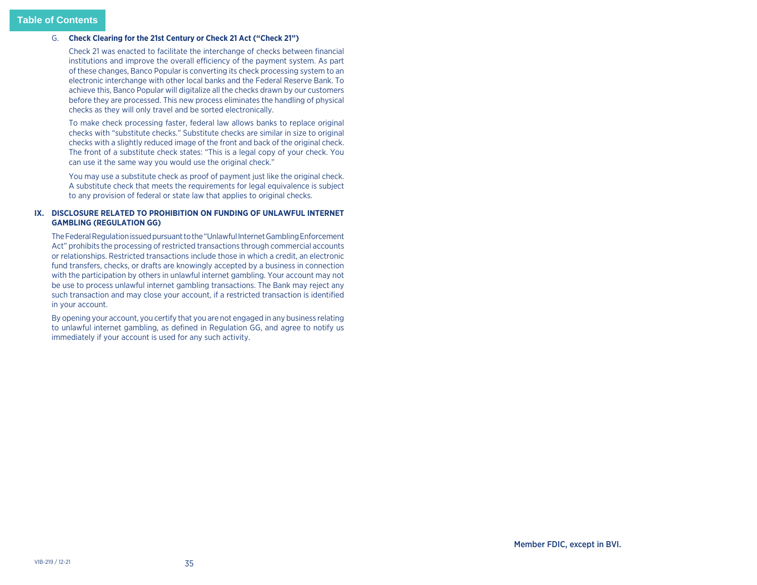G. **Check Clearing for the 21st Century or Check 21 Act ("Check 21")**

Check 21 was enacted to facilitate the interchange of checks between financial institutions and improve the overall efficiency of the payment system. As part of these changes, Banco Popular is converting its check processing system to an electronic interchange with other local banks and the Federal Reserve Bank. To achieve this, Banco Popular will digitalize all the checks drawn by our customers before they are processed. This new process eliminates the handling of physical checks as they will only travel and be sorted electronically.

To make check processing faster, federal law allows banks to replace original checks with "substitute checks." Substitute checks are similar in size to original checks with a slightly reduced image of the front and back of the original check. The front of a substitute check states: "This is a legal copy of your check. You can use it the same way you would use the original check."

You may use a substitute check as proof of payment just like the original check. A substitute check that meets the requirements for legal equivalence is subject to any provision of federal or state law that applies to original checks.

## IX. DISCLOSURE RELATED TO PROHIBITION ON FUNDING OF UNLAWFUL INTERNET GAMBLING (REGULATION GG)

The Federal Regulation issued pursuant to the "Unlawful Internet Gambling Enforcement Act" prohibits the processing of restricted transactions through commercial accounts or relationships. Restricted transactions include those in which a credit, an electronic fund transfers, checks, or drafts are knowingly accepted by a business in connection with the participation by others in unlawful internet gambling. Your account may not be use to process unlawful internet gambling transactions. The Bank may reject any such transaction and may close your account, if a restricted transaction is identified in your account.

By opening your account, you certify that you are not engaged in any business relating to unlawful internet gambling, as defined in Regulation GG, and agree to notify us immediately if your account is used for any such activity.

Member FDIC, except in BVI.

VIB-219 / 12-21